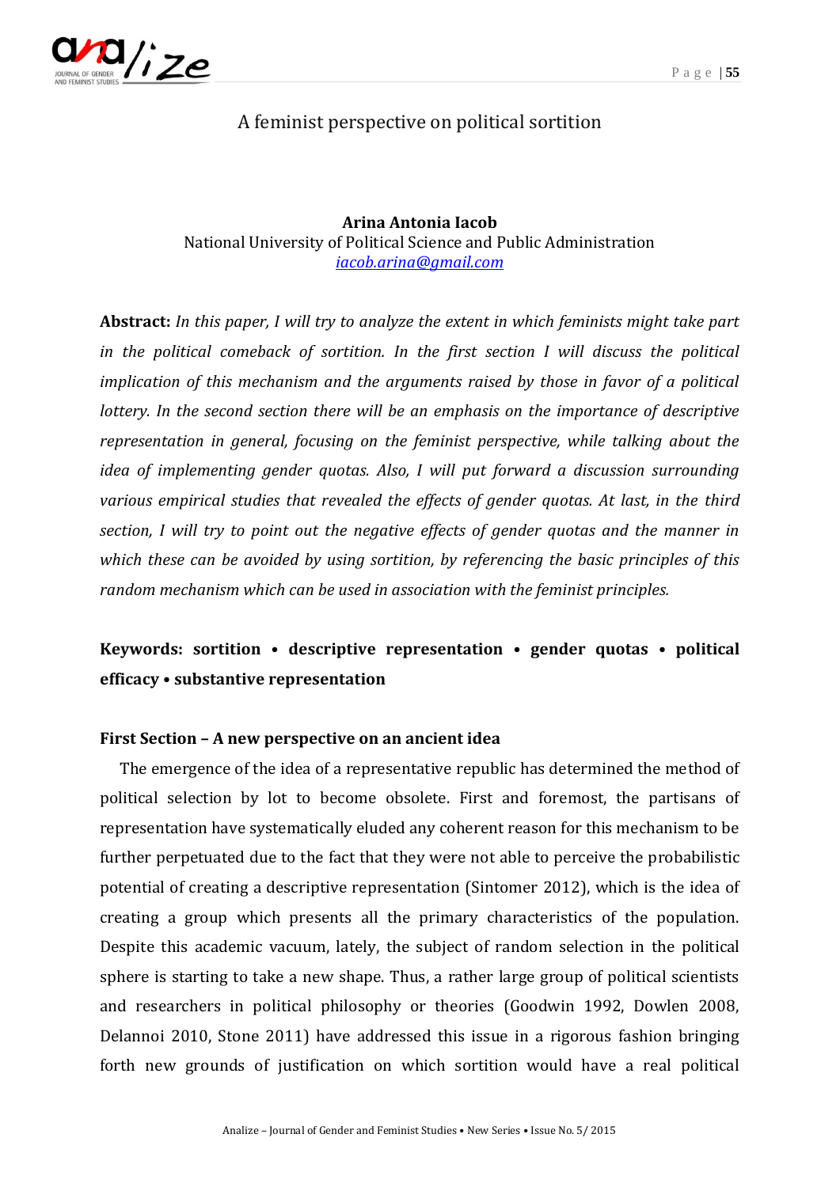# A feminist perspective on political sortition

**Arina Antonia Iacob**
National University of Political Science and Public Administration
iacob.arina@gmail.com

**Abstract:** *In this paper, I will try to analyze the extent in which feminists might take part in the political comeback of sortition. In the first section I will discuss the political implication of this mechanism and the arguments raised by those in favor of a political lottery. In the second section there will be an emphasis on the importance of descriptive representation in general, focusing on the feminist perspective, while talking about the idea of implementing gender quotas. Also, I will put forward a discussion surrounding various empirical studies that revealed the effects of gender quotas. At last, in the third section, I will try to point out the negative effects of gender quotas and the manner in which these can be avoided by using sortition, by referencing the basic principles of this random mechanism which can be used in association with the feminist principles.*

**Keywords: sortition • descriptive representation • gender quotas • political efficacy • substantive representation**

## First Section – A new perspective on an ancient idea

The emergence of the idea of a representative republic has determined the method of political selection by lot to become obsolete. First and foremost, the partisans of representation have systematically eluded any coherent reason for this mechanism to be further perpetuated due to the fact that they were not able to perceive the probabilistic potential of creating a descriptive representation (Sintomer 2012), which is the idea of creating a group which presents all the primary characteristics of the population. Despite this academic vacuum, lately, the subject of random selection in the political sphere is starting to take a new shape. Thus, a rather large group of political scientists and researchers in political philosophy or theories (Goodwin 1992, Dowlen 2008, Delannoi 2010, Stone 2011) have addressed this issue in a rigorous fashion bringing forth new grounds of justification on which sortition would have a real political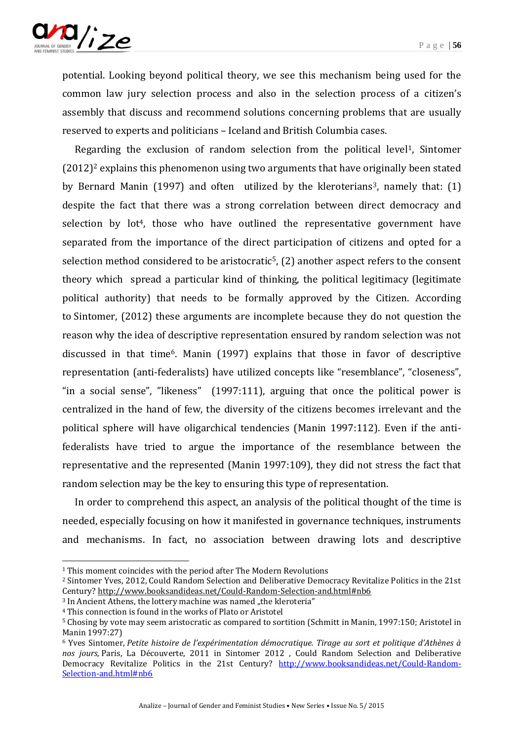potential. Looking beyond political theory, we see this mechanism being used for the common law jury selection process and also in the selection process of a citizen's assembly that discuss and recommend solutions concerning problems that are usually reserved to experts and politicians – Iceland and British Columbia cases.

Regarding the exclusion of random selection from the political level[1], Sintomer (2012)[2] explains this phenomenon using two arguments that have originally been stated by Bernard Manin (1997) and often utilized by the kleroterians[3], namely that: (1) despite the fact that there was a strong correlation between direct democracy and selection by lot[4], those who have outlined the representative government have separated from the importance of the direct participation of citizens and opted for a selection method considered to be aristocratic[5], (2) another aspect refers to the consent theory which spread a particular kind of thinking, the political legitimacy (legitimate political authority) that needs to be formally approved by the Citizen. According to Sintomer, (2012) these arguments are incomplete because they do not question the reason why the idea of descriptive representation ensured by random selection was not discussed in that time[6]. Manin (1997) explains that those in favor of descriptive representation (anti-federalists) have utilized concepts like "resemblance", "closeness", "in a social sense", "likeness" (1997:111), arguing that once the political power is centralized in the hand of few, the diversity of the citizens becomes irrelevant and the political sphere will have oligarchical tendencies (Manin 1997:112). Even if the anti-federalists have tried to argue the importance of the resemblance between the representative and the represented (Manin 1997:109), they did not stress the fact that random selection may be the key to ensuring this type of representation.

In order to comprehend this aspect, an analysis of the political thought of the time is needed, especially focusing on how it manifested in governance techniques, instruments and mechanisms. In fact, no association between drawing lots and descriptive

---

[1] This moment coincides with the period after The Modern Revolutions

[2] Sintomer Yves, 2012, Could Random Selection and Deliberative Democracy Revitalize Politics in the 21st Century? http://www.booksandideas.net/Could-Random-Selection-and.html#nb6

[3] In Ancient Athens, the lottery machine was named „the kleroteria"

[4] This connection is found in the works of Plato or Aristotel

[5] Chosing by vote may seem aristocratic as compared to sortition (Schmitt in Manin, 1997:150; Aristotel in Manin 1997:27)

[6] Yves Sintomer, *Petite histoire de l'expérimentation démocratique. Tirage au sort et politique d'Athènes à nos jours,* Paris, La Découverte, 2011 in Sintomer 2012 , Could Random Selection and Deliberative Democracy Revitalize Politics in the 21st Century? http://www.booksandideas.net/Could-Random-Selection-and.html#nb6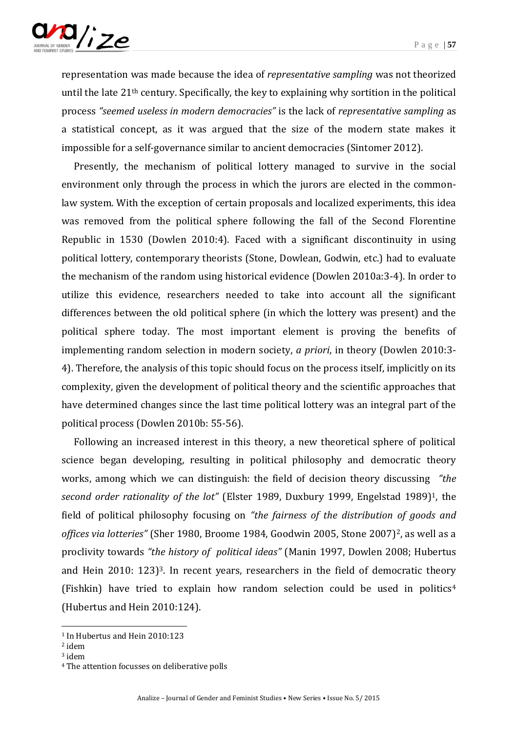representation was made because the idea of *representative sampling* was not theorized until the late 21th century. Specifically, the key to explaining why sortition in the political process *"seemed useless in modern democracies"* is the lack of *representative sampling* as a statistical concept, as it was argued that the size of the modern state makes it impossible for a self-governance similar to ancient democracies (Sintomer 2012).

Presently, the mechanism of political lottery managed to survive in the social environment only through the process in which the jurors are elected in the common-law system. With the exception of certain proposals and localized experiments, this idea was removed from the political sphere following the fall of the Second Florentine Republic in 1530 (Dowlen 2010:4). Faced with a significant discontinuity in using political lottery, contemporary theorists (Stone, Dowlean, Godwin, etc.) had to evaluate the mechanism of the random using historical evidence (Dowlen 2010a:3-4). In order to utilize this evidence, researchers needed to take into account all the significant differences between the old political sphere (in which the lottery was present) and the political sphere today. The most important element is proving the benefits of implementing random selection in modern society, *a priori*, in theory (Dowlen 2010:3-4). Therefore, the analysis of this topic should focus on the process itself, implicitly on its complexity, given the development of political theory and the scientific approaches that have determined changes since the last time political lottery was an integral part of the political process (Dowlen 2010b: 55-56).

Following an increased interest in this theory, a new theoretical sphere of political science began developing, resulting in political philosophy and democratic theory works, among which we can distinguish: the field of decision theory discussing *"the second order rationality of the lot"* (Elster 1989, Duxbury 1999, Engelstad 1989)[1], the field of political philosophy focusing on *"the fairness of the distribution of goods and offices via lotteries"* (Sher 1980, Broome 1984, Goodwin 2005, Stone 2007)[2], as well as a proclivity towards *"the history of political ideas"* (Manin 1997, Dowlen 2008; Hubertus and Hein 2010: 123)[3]. In recent years, researchers in the field of democratic theory (Fishkin) have tried to explain how random selection could be used in politics[4] (Hubertus and Hein 2010:124).

---

[1] In Hubertus and Hein 2010:123

[2] idem

[3] idem

[4] The attention focusses on deliberative polls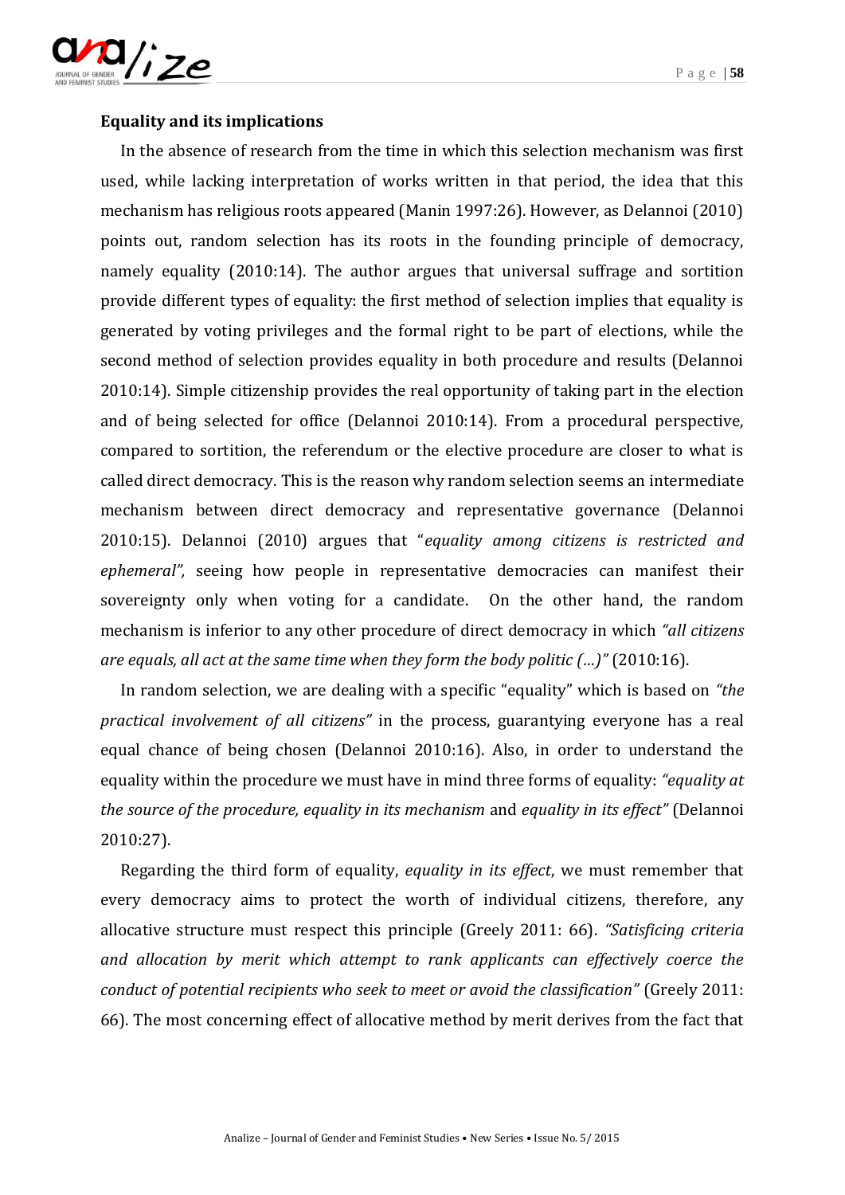### Equality and its implications

In the absence of research from the time in which this selection mechanism was first used, while lacking interpretation of works written in that period, the idea that this mechanism has religious roots appeared (Manin 1997:26). However, as Delannoi (2010) points out, random selection has its roots in the founding principle of democracy, namely equality (2010:14). The author argues that universal suffrage and sortition provide different types of equality: the first method of selection implies that equality is generated by voting privileges and the formal right to be part of elections, while the second method of selection provides equality in both procedure and results (Delannoi 2010:14). Simple citizenship provides the real opportunity of taking part in the election and of being selected for office (Delannoi 2010:14). From a procedural perspective, compared to sortition, the referendum or the elective procedure are closer to what is called direct democracy. This is the reason why random selection seems an intermediate mechanism between direct democracy and representative governance (Delannoi 2010:15). Delannoi (2010) argues that "*equality among citizens is restricted and ephemeral",* seeing how people in representative democracies can manifest their sovereignty only when voting for a candidate. On the other hand, the random mechanism is inferior to any other procedure of direct democracy in which *"all citizens are equals, all act at the same time when they form the body politic (…)"* (2010:16).

In random selection, we are dealing with a specific "equality" which is based on *"the practical involvement of all citizens"* in the process, guarantying everyone has a real equal chance of being chosen (Delannoi 2010:16). Also, in order to understand the equality within the procedure we must have in mind three forms of equality: *"equality at the source of the procedure, equality in its mechanism* and *equality in its effect"* (Delannoi 2010:27).

Regarding the third form of equality, *equality in its effect*, we must remember that every democracy aims to protect the worth of individual citizens, therefore, any allocative structure must respect this principle (Greely 2011: 66). *"Satisficing criteria and allocation by merit which attempt to rank applicants can effectively coerce the conduct of potential recipients who seek to meet or avoid the classification"* (Greely 2011: 66). The most concerning effect of allocative method by merit derives from the fact that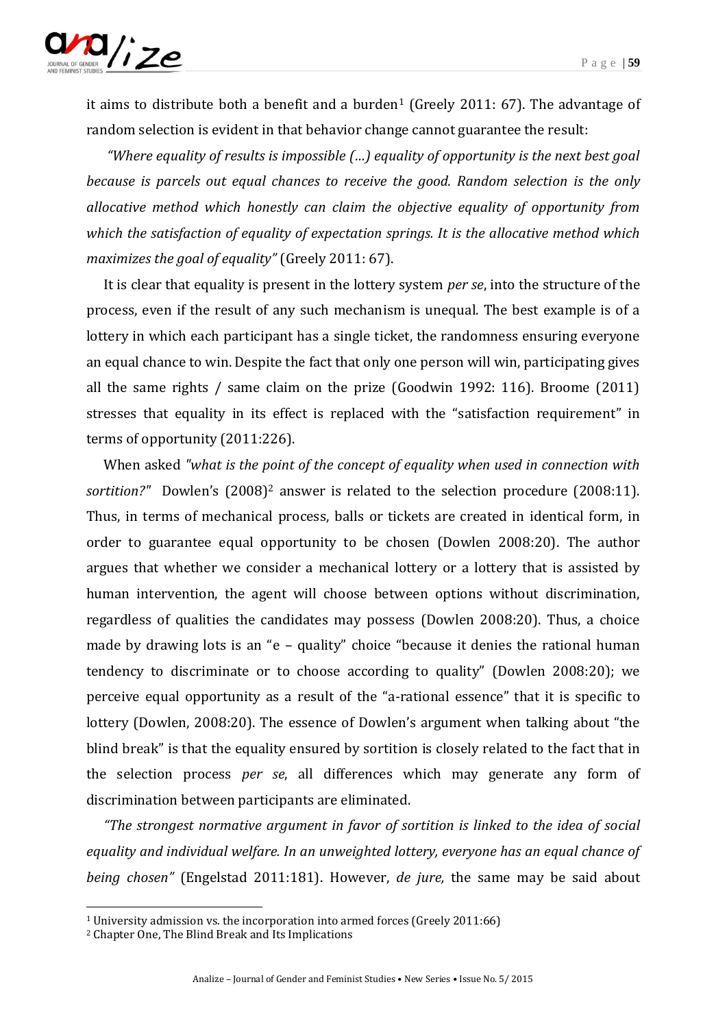it aims to distribute both a benefit and a burden[1] (Greely 2011: 67). The advantage of random selection is evident in that behavior change cannot guarantee the result:

*"Where equality of results is impossible (…) equality of opportunity is the next best goal because is parcels out equal chances to receive the good. Random selection is the only allocative method which honestly can claim the objective equality of opportunity from which the satisfaction of equality of expectation springs. It is the allocative method which maximizes the goal of equality"* (Greely 2011: 67).

It is clear that equality is present in the lottery system *per se*, into the structure of the process, even if the result of any such mechanism is unequal. The best example is of a lottery in which each participant has a single ticket, the randomness ensuring everyone an equal chance to win. Despite the fact that only one person will win, participating gives all the same rights / same claim on the prize (Goodwin 1992: 116). Broome (2011) stresses that equality in its effect is replaced with the "satisfaction requirement" in terms of opportunity (2011:226).

When asked *"what is the point of the concept of equality when used in connection with sortition?"* Dowlen's (2008)[2] answer is related to the selection procedure (2008:11). Thus, in terms of mechanical process, balls or tickets are created in identical form, in order to guarantee equal opportunity to be chosen (Dowlen 2008:20). The author argues that whether we consider a mechanical lottery or a lottery that is assisted by human intervention, the agent will choose between options without discrimination, regardless of qualities the candidates may possess (Dowlen 2008:20). Thus, a choice made by drawing lots is an "e – quality" choice "because it denies the rational human tendency to discriminate or to choose according to quality" (Dowlen 2008:20); we perceive equal opportunity as a result of the "a-rational essence" that it is specific to lottery (Dowlen, 2008:20). The essence of Dowlen's argument when talking about "the blind break" is that the equality ensured by sortition is closely related to the fact that in the selection process *per se*, all differences which may generate any form of discrimination between participants are eliminated.

*"The strongest normative argument in favor of sortition is linked to the idea of social equality and individual welfare. In an unweighted lottery, everyone has an equal chance of being chosen"* (Engelstad 2011:181). However, *de jure,* the same may be said about

[1] University admission vs. the incorporation into armed forces (Greely 2011:66)

[2] Chapter One, The Blind Break and Its Implications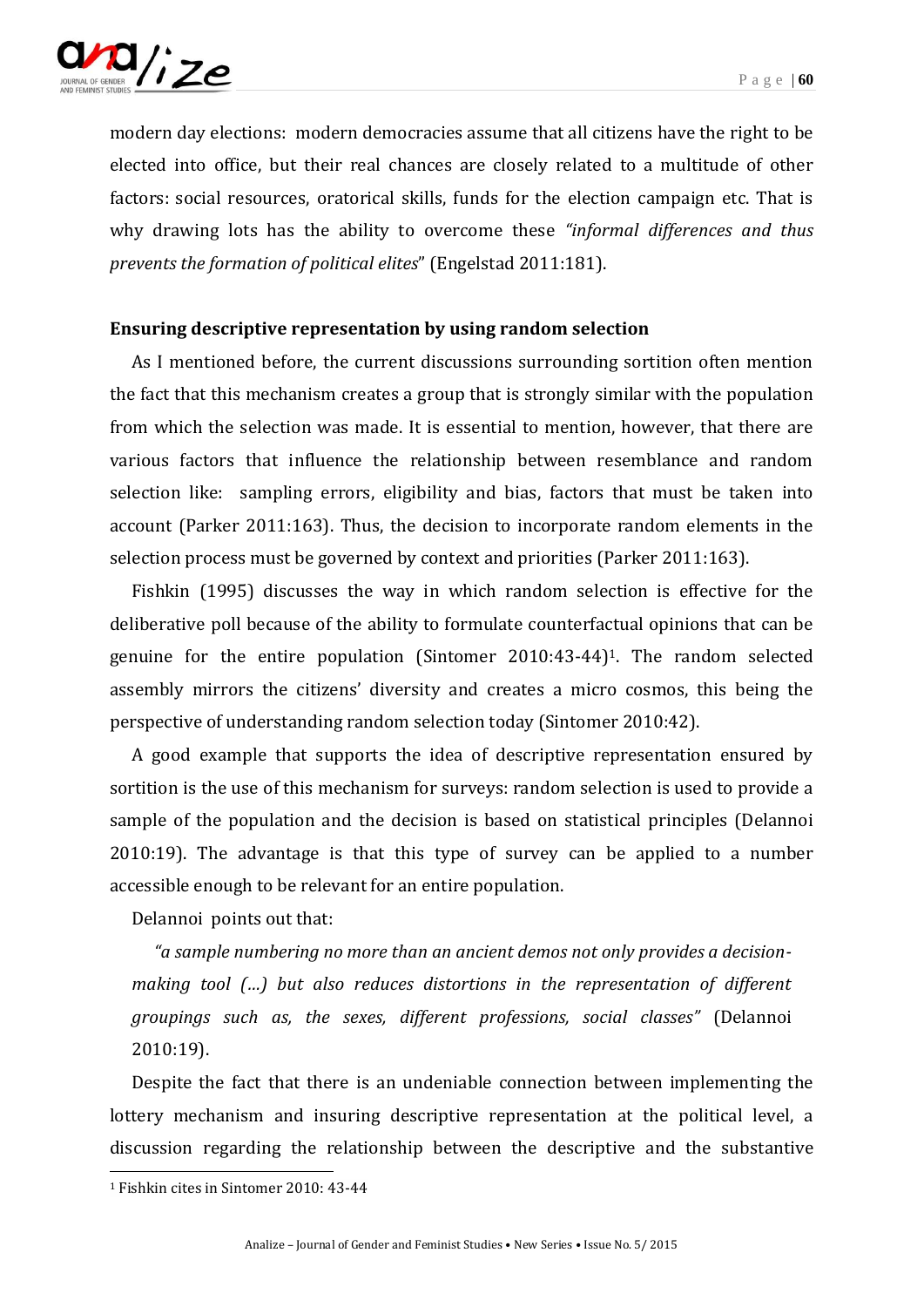modern day elections: modern democracies assume that all citizens have the right to be elected into office, but their real chances are closely related to a multitude of other factors: social resources, oratorical skills, funds for the election campaign etc. That is why drawing lots has the ability to overcome these *"informal differences and thus prevents the formation of political elites*" (Engelstad 2011:181).

### Ensuring descriptive representation by using random selection

As I mentioned before, the current discussions surrounding sortition often mention the fact that this mechanism creates a group that is strongly similar with the population from which the selection was made. It is essential to mention, however, that there are various factors that influence the relationship between resemblance and random selection like: sampling errors, eligibility and bias, factors that must be taken into account (Parker 2011:163). Thus, the decision to incorporate random elements in the selection process must be governed by context and priorities (Parker 2011:163).

Fishkin (1995) discusses the way in which random selection is effective for the deliberative poll because of the ability to formulate counterfactual opinions that can be genuine for the entire population (Sintomer 2010:43-44)[1]. The random selected assembly mirrors the citizens' diversity and creates a micro cosmos, this being the perspective of understanding random selection today (Sintomer 2010:42).

A good example that supports the idea of descriptive representation ensured by sortition is the use of this mechanism for surveys: random selection is used to provide a sample of the population and the decision is based on statistical principles (Delannoi 2010:19). The advantage is that this type of survey can be applied to a number accessible enough to be relevant for an entire population.

Delannoi points out that:

> *"a sample numbering no more than an ancient demos not only provides a decision-making tool (…) but also reduces distortions in the representation of different groupings such as, the sexes, different professions, social classes"* (Delannoi 2010:19).

Despite the fact that there is an undeniable connection between implementing the lottery mechanism and insuring descriptive representation at the political level, a discussion regarding the relationship between the descriptive and the substantive

[1] Fishkin cites in Sintomer 2010: 43-44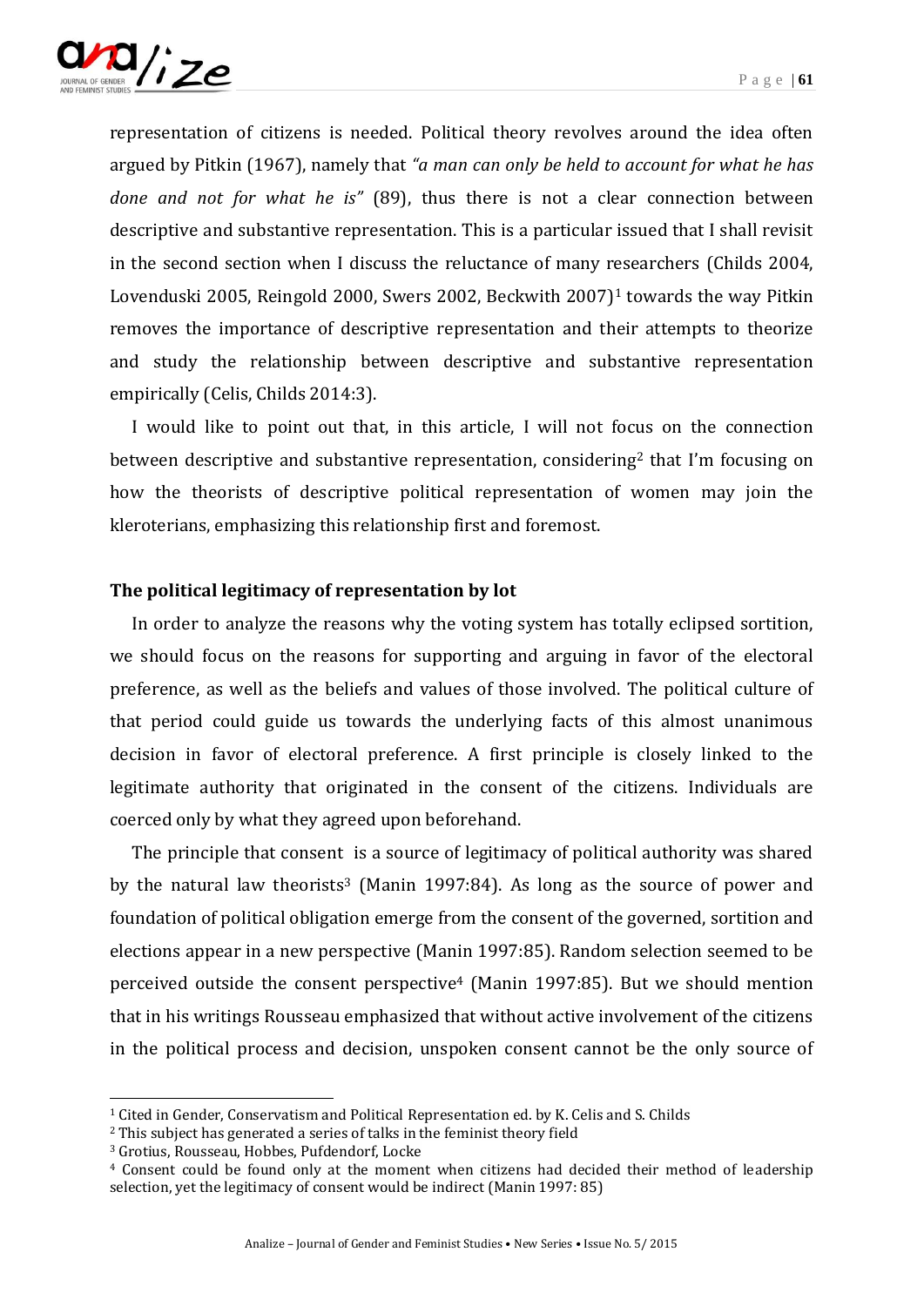representation of citizens is needed. Political theory revolves around the idea often argued by Pitkin (1967), namely that *"a man can only be held to account for what he has done and not for what he is"* (89), thus there is not a clear connection between descriptive and substantive representation. This is a particular issued that I shall revisit in the second section when I discuss the reluctance of many researchers (Childs 2004, Lovenduski 2005, Reingold 2000, Swers 2002, Beckwith 2007)[1] towards the way Pitkin removes the importance of descriptive representation and their attempts to theorize and study the relationship between descriptive and substantive representation empirically (Celis, Childs 2014:3).

I would like to point out that, in this article, I will not focus on the connection between descriptive and substantive representation, considering[2] that I'm focusing on how the theorists of descriptive political representation of women may join the kleroterians, emphasizing this relationship first and foremost.

**The political legitimacy of representation by lot**

In order to analyze the reasons why the voting system has totally eclipsed sortition, we should focus on the reasons for supporting and arguing in favor of the electoral preference, as well as the beliefs and values of those involved. The political culture of that period could guide us towards the underlying facts of this almost unanimous decision in favor of electoral preference. A first principle is closely linked to the legitimate authority that originated in the consent of the citizens. Individuals are coerced only by what they agreed upon beforehand.

The principle that consent is a source of legitimacy of political authority was shared by the natural law theorists[3] (Manin 1997:84). As long as the source of power and foundation of political obligation emerge from the consent of the governed, sortition and elections appear in a new perspective (Manin 1997:85). Random selection seemed to be perceived outside the consent perspective[4] (Manin 1997:85). But we should mention that in his writings Rousseau emphasized that without active involvement of the citizens in the political process and decision, unspoken consent cannot be the only source of

[1] Cited in Gender, Conservatism and Political Representation ed. by K. Celis and S. Childs

[2] This subject has generated a series of talks in the feminist theory field

[3] Grotius, Rousseau, Hobbes, Pufdendorf, Locke

[4] Consent could be found only at the moment when citizens had decided their method of leadership selection, yet the legitimacy of consent would be indirect (Manin 1997: 85)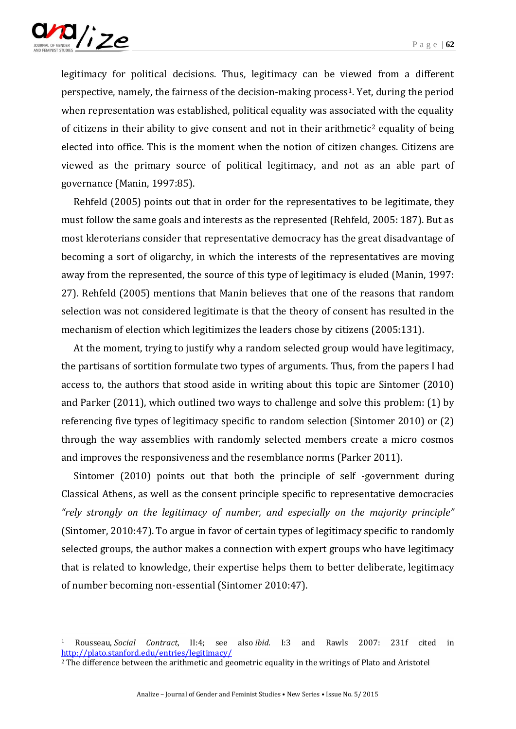legitimacy for political decisions. Thus, legitimacy can be viewed from a different perspective, namely, the fairness of the decision-making process[1]. Yet, during the period when representation was established, political equality was associated with the equality of citizens in their ability to give consent and not in their arithmetic[2] equality of being elected into office. This is the moment when the notion of citizen changes. Citizens are viewed as the primary source of political legitimacy, and not as an able part of governance (Manin, 1997:85).

Rehfeld (2005) points out that in order for the representatives to be legitimate, they must follow the same goals and interests as the represented (Rehfeld, 2005: 187). But as most kleroterians consider that representative democracy has the great disadvantage of becoming a sort of oligarchy, in which the interests of the representatives are moving away from the represented, the source of this type of legitimacy is eluded (Manin, 1997: 27). Rehfeld (2005) mentions that Manin believes that one of the reasons that random selection was not considered legitimate is that the theory of consent has resulted in the mechanism of election which legitimizes the leaders chose by citizens (2005:131).

At the moment, trying to justify why a random selected group would have legitimacy, the partisans of sortition formulate two types of arguments. Thus, from the papers I had access to, the authors that stood aside in writing about this topic are Sintomer (2010) and Parker (2011), which outlined two ways to challenge and solve this problem: (1) by referencing five types of legitimacy specific to random selection (Sintomer 2010) or (2) through the way assemblies with randomly selected members create a micro cosmos and improves the responsiveness and the resemblance norms (Parker 2011).

Sintomer (2010) points out that both the principle of self -government during Classical Athens, as well as the consent principle specific to representative democracies *"rely strongly on the legitimacy of number, and especially on the majority principle"* (Sintomer, 2010:47). To argue in favor of certain types of legitimacy specific to randomly selected groups, the author makes a connection with expert groups who have legitimacy that is related to knowledge, their expertise helps them to better deliberate, legitimacy of number becoming non-essential (Sintomer 2010:47).

---

[1] Rousseau, *Social Contract*, II:4; see also *ibid.* I:3 and Rawls 2007: 231f cited in http://plato.stanford.edu/entries/legitimacy/

[2] The difference between the arithmetic and geometric equality in the writings of Plato and Aristotel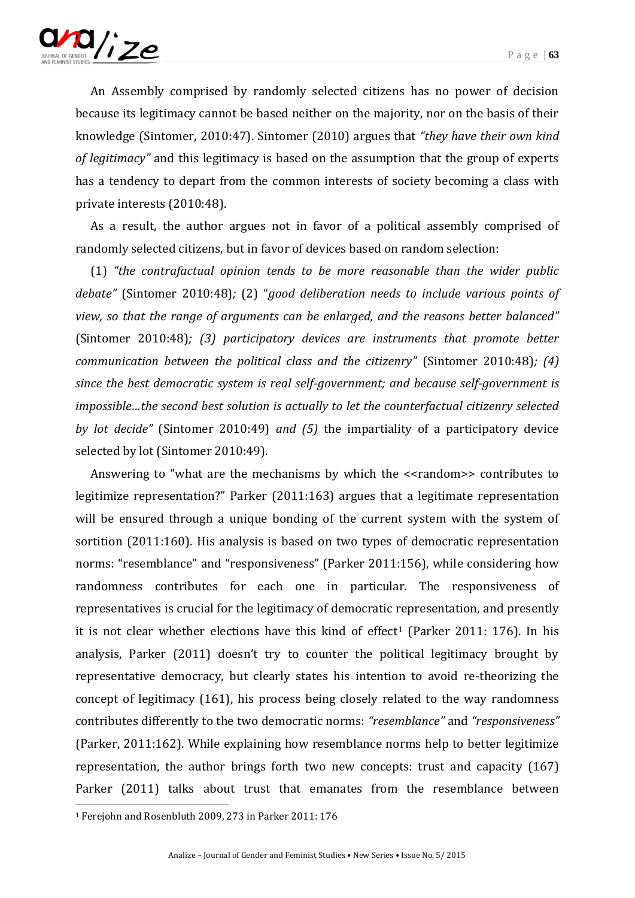An Assembly comprised by randomly selected citizens has no power of decision because its legitimacy cannot be based neither on the majority, nor on the basis of their knowledge (Sintomer, 2010:47). Sintomer (2010) argues that *"they have their own kind of legitimacy"* and this legitimacy is based on the assumption that the group of experts has a tendency to depart from the common interests of society becoming a class with private interests (2010:48).

As a result, the author argues not in favor of a political assembly comprised of randomly selected citizens, but in favor of devices based on random selection:

(1) *"the contrafactual opinion tends to be more reasonable than the wider public debate"* (Sintomer 2010:48)*;* (2) "*good deliberation needs to include various points of view, so that the range of arguments can be enlarged, and the reasons better balanced"* (Sintomer 2010:48)*; (3) participatory devices are instruments that promote better communication between the political class and the citizenry"* (Sintomer 2010:48)*; (4) since the best democratic system is real self-government; and because self-government is impossible…the second best solution is actually to let the counterfactual citizenry selected by lot decide"* (Sintomer 2010:49) *and (5)* the impartiality of a participatory device selected by lot (Sintomer 2010:49).

Answering to "what are the mechanisms by which the <<random>> contributes to legitimize representation?" Parker (2011:163) argues that a legitimate representation will be ensured through a unique bonding of the current system with the system of sortition (2011:160). His analysis is based on two types of democratic representation norms: "resemblance" and "responsiveness" (Parker 2011:156), while considering how randomness contributes for each one in particular. The responsiveness of representatives is crucial for the legitimacy of democratic representation, and presently it is not clear whether elections have this kind of effect[1] (Parker 2011: 176). In his analysis, Parker (2011) doesn't try to counter the political legitimacy brought by representative democracy, but clearly states his intention to avoid re-theorizing the concept of legitimacy (161), his process being closely related to the way randomness contributes differently to the two democratic norms: *"resemblance"* and *"responsiveness"* (Parker, 2011:162). While explaining how resemblance norms help to better legitimize representation, the author brings forth two new concepts: trust and capacity (167) Parker (2011) talks about trust that emanates from the resemblance between

[1] Ferejohn and Rosenbluth 2009, 273 in Parker 2011: 176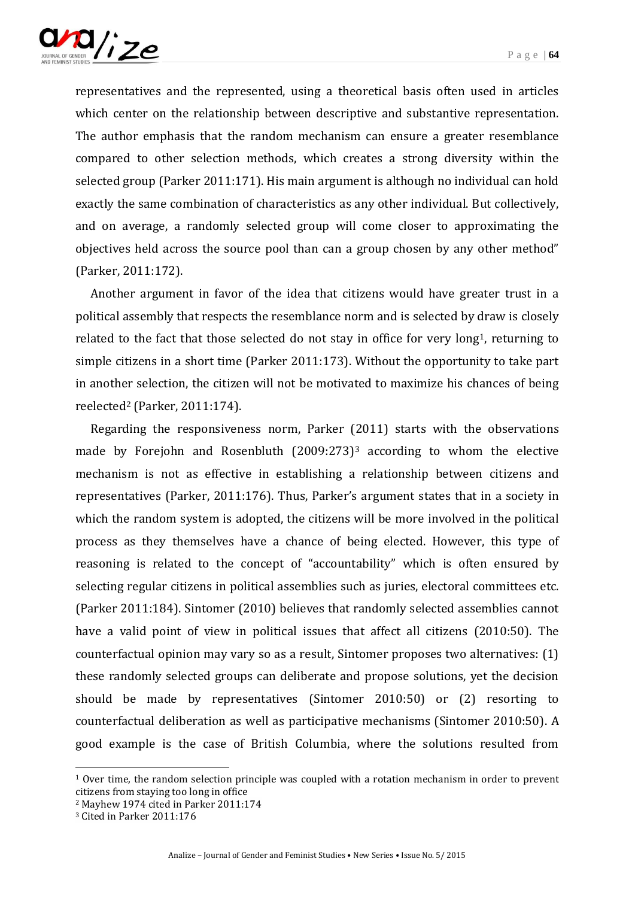representatives and the represented, using a theoretical basis often used in articles which center on the relationship between descriptive and substantive representation. The author emphasis that the random mechanism can ensure a greater resemblance compared to other selection methods, which creates a strong diversity within the selected group (Parker 2011:171). His main argument is although no individual can hold exactly the same combination of characteristics as any other individual. But collectively, and on average, a randomly selected group will come closer to approximating the objectives held across the source pool than can a group chosen by any other method" (Parker, 2011:172).

Another argument in favor of the idea that citizens would have greater trust in a political assembly that respects the resemblance norm and is selected by draw is closely related to the fact that those selected do not stay in office for very long[1], returning to simple citizens in a short time (Parker 2011:173). Without the opportunity to take part in another selection, the citizen will not be motivated to maximize his chances of being reelected[2] (Parker, 2011:174).

Regarding the responsiveness norm, Parker (2011) starts with the observations made by Forejohn and Rosenbluth (2009:273)[3] according to whom the elective mechanism is not as effective in establishing a relationship between citizens and representatives (Parker, 2011:176). Thus, Parker's argument states that in a society in which the random system is adopted, the citizens will be more involved in the political process as they themselves have a chance of being elected. However, this type of reasoning is related to the concept of "accountability" which is often ensured by selecting regular citizens in political assemblies such as juries, electoral committees etc. (Parker 2011:184). Sintomer (2010) believes that randomly selected assemblies cannot have a valid point of view in political issues that affect all citizens (2010:50). The counterfactual opinion may vary so as a result, Sintomer proposes two alternatives: (1) these randomly selected groups can deliberate and propose solutions, yet the decision should be made by representatives (Sintomer 2010:50) or (2) resorting to counterfactual deliberation as well as participative mechanisms (Sintomer 2010:50). A good example is the case of British Columbia, where the solutions resulted from

---

[1] Over time, the random selection principle was coupled with a rotation mechanism in order to prevent citizens from staying too long in office

[2] Mayhew 1974 cited in Parker 2011:174

[3] Cited in Parker 2011:176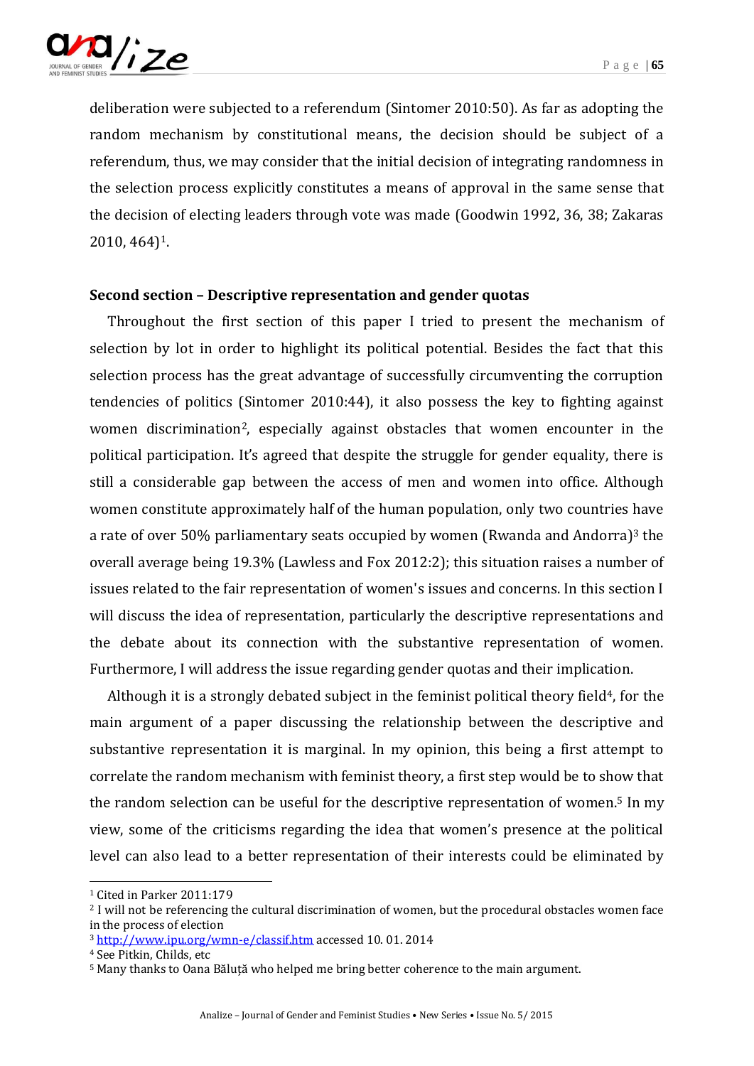deliberation were subjected to a referendum (Sintomer 2010:50). As far as adopting the random mechanism by constitutional means, the decision should be subject of a referendum, thus, we may consider that the initial decision of integrating randomness in the selection process explicitly constitutes a means of approval in the same sense that the decision of electing leaders through vote was made (Goodwin 1992, 36, 38; Zakaras 2010, 464)[1].

## Second section – Descriptive representation and gender quotas

Throughout the first section of this paper I tried to present the mechanism of selection by lot in order to highlight its political potential. Besides the fact that this selection process has the great advantage of successfully circumventing the corruption tendencies of politics (Sintomer 2010:44), it also possess the key to fighting against women discrimination[2], especially against obstacles that women encounter in the political participation. It's agreed that despite the struggle for gender equality, there is still a considerable gap between the access of men and women into office. Although women constitute approximately half of the human population, only two countries have a rate of over 50% parliamentary seats occupied by women (Rwanda and Andorra)[3] the overall average being 19.3% (Lawless and Fox 2012:2); this situation raises a number of issues related to the fair representation of women's issues and concerns. In this section I will discuss the idea of representation, particularly the descriptive representations and the debate about its connection with the substantive representation of women. Furthermore, I will address the issue regarding gender quotas and their implication.

Although it is a strongly debated subject in the feminist political theory field[4], for the main argument of a paper discussing the relationship between the descriptive and substantive representation it is marginal. In my opinion, this being a first attempt to correlate the random mechanism with feminist theory, a first step would be to show that the random selection can be useful for the descriptive representation of women.[5] In my view, some of the criticisms regarding the idea that women's presence at the political level can also lead to a better representation of their interests could be eliminated by

---

[1] Cited in Parker 2011:179

[2] I will not be referencing the cultural discrimination of women, but the procedural obstacles women face in the process of election

[3] http://www.ipu.org/wmn-e/classif.htm accessed 10. 01. 2014

[4] See Pitkin, Childs, etc

[5] Many thanks to Oana Băluță who helped me bring better coherence to the main argument.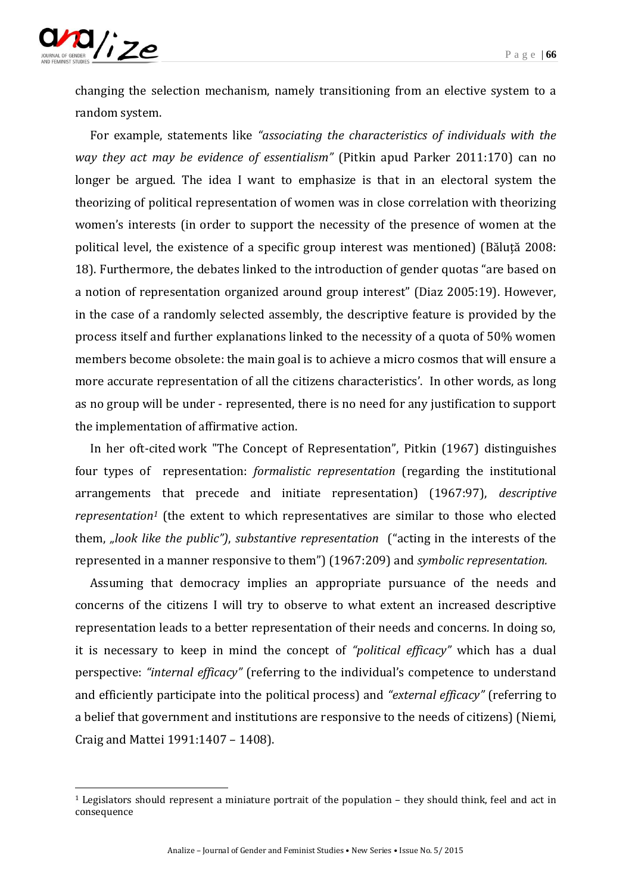changing the selection mechanism, namely transitioning from an elective system to a random system.

For example, statements like *"associating the characteristics of individuals with the way they act may be evidence of essentialism"* (Pitkin apud Parker 2011:170) can no longer be argued. The idea I want to emphasize is that in an electoral system the theorizing of political representation of women was in close correlation with theorizing women's interests (in order to support the necessity of the presence of women at the political level, the existence of a specific group interest was mentioned) (Băluță 2008: 18). Furthermore, the debates linked to the introduction of gender quotas "are based on a notion of representation organized around group interest" (Diaz 2005:19). However, in the case of a randomly selected assembly, the descriptive feature is provided by the process itself and further explanations linked to the necessity of a quota of 50% women members become obsolete: the main goal is to achieve a micro cosmos that will ensure a more accurate representation of all the citizens characteristics'. In other words, as long as no group will be under - represented, there is no need for any justification to support the implementation of affirmative action.

In her oft-cited work "The Concept of Representation", Pitkin (1967) distinguishes four types of representation: *formalistic representation* (regarding the institutional arrangements that precede and initiate representation) (1967:97), *descriptive representation*[1] (the extent to which representatives are similar to those who elected them, *„look like the public")*, *substantive representation* ("acting in the interests of the represented in a manner responsive to them") (1967:209) and *symbolic representation.*

Assuming that democracy implies an appropriate pursuance of the needs and concerns of the citizens I will try to observe to what extent an increased descriptive representation leads to a better representation of their needs and concerns. In doing so, it is necessary to keep in mind the concept of *"political efficacy"* which has a dual perspective: *"internal efficacy"* (referring to the individual's competence to understand and efficiently participate into the political process) and *"external efficacy"* (referring to a belief that government and institutions are responsive to the needs of citizens) (Niemi, Craig and Mattei 1991:1407 – 1408).

---

[1] Legislators should represent a miniature portrait of the population – they should think, feel and act in consequence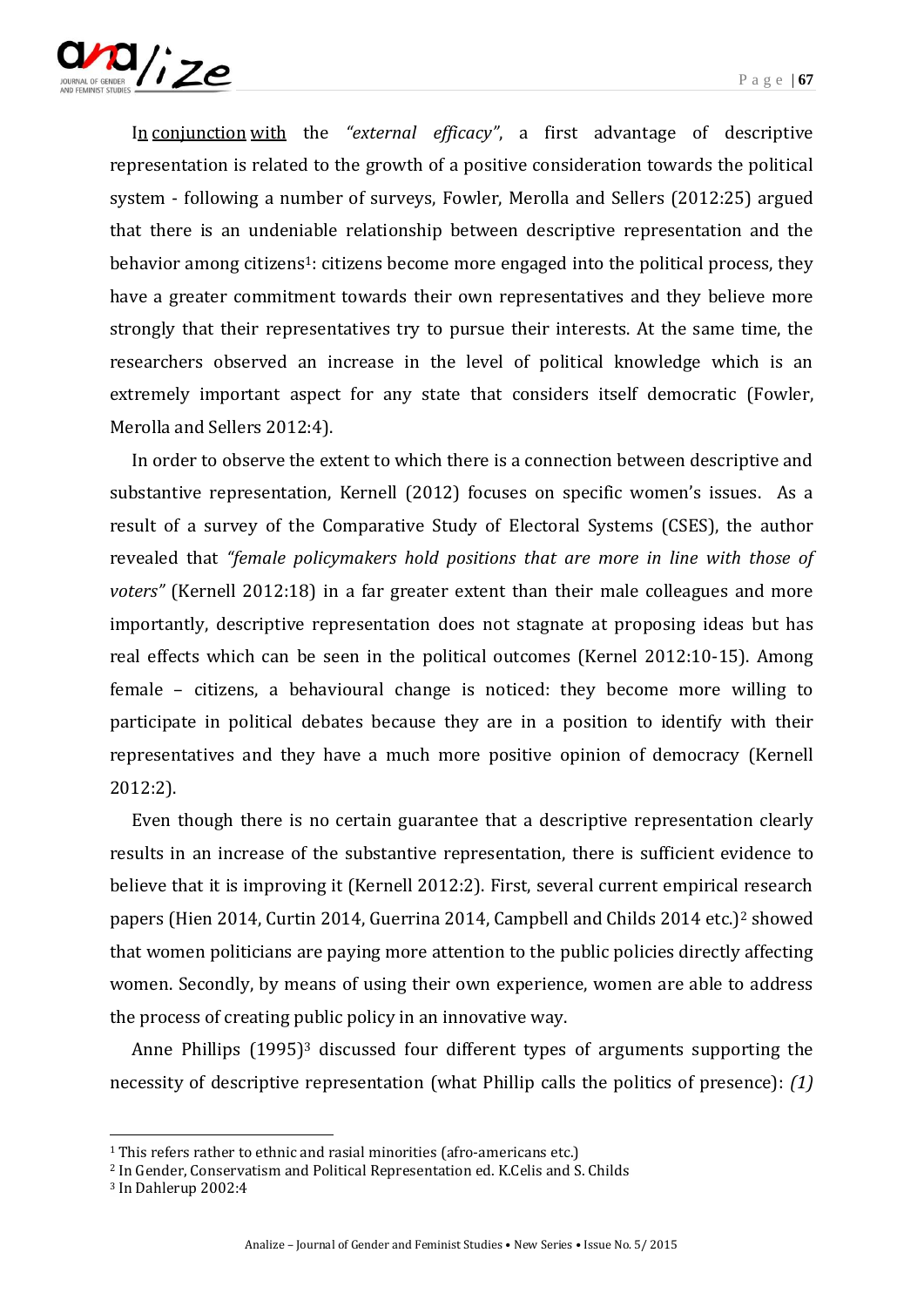In conjunction with the *"external efficacy"*, a first advantage of descriptive representation is related to the growth of a positive consideration towards the political system - following a number of surveys, Fowler, Merolla and Sellers (2012:25) argued that there is an undeniable relationship between descriptive representation and the behavior among citizens[1]: citizens become more engaged into the political process, they have a greater commitment towards their own representatives and they believe more strongly that their representatives try to pursue their interests. At the same time, the researchers observed an increase in the level of political knowledge which is an extremely important aspect for any state that considers itself democratic (Fowler, Merolla and Sellers 2012:4).

In order to observe the extent to which there is a connection between descriptive and substantive representation, Kernell (2012) focuses on specific women's issues. As a result of a survey of the Comparative Study of Electoral Systems (CSES), the author revealed that *"female policymakers hold positions that are more in line with those of voters"* (Kernell 2012:18) in a far greater extent than their male colleagues and more importantly, descriptive representation does not stagnate at proposing ideas but has real effects which can be seen in the political outcomes (Kernel 2012:10-15). Among female – citizens, a behavioural change is noticed: they become more willing to participate in political debates because they are in a position to identify with their representatives and they have a much more positive opinion of democracy (Kernell 2012:2).

Even though there is no certain guarantee that a descriptive representation clearly results in an increase of the substantive representation, there is sufficient evidence to believe that it is improving it (Kernell 2012:2). First, several current empirical research papers (Hien 2014, Curtin 2014, Guerrina 2014, Campbell and Childs 2014 etc.)[2] showed that women politicians are paying more attention to the public policies directly affecting women. Secondly, by means of using their own experience, women are able to address the process of creating public policy in an innovative way.

Anne Phillips (1995)[3] discussed four different types of arguments supporting the necessity of descriptive representation (what Phillip calls the politics of presence): *(1)*

---

[1] This refers rather to ethnic and rasial minorities (afro-americans etc.)

[2] In Gender, Conservatism and Political Representation ed. K.Celis and S. Childs

[3] In Dahlerup 2002:4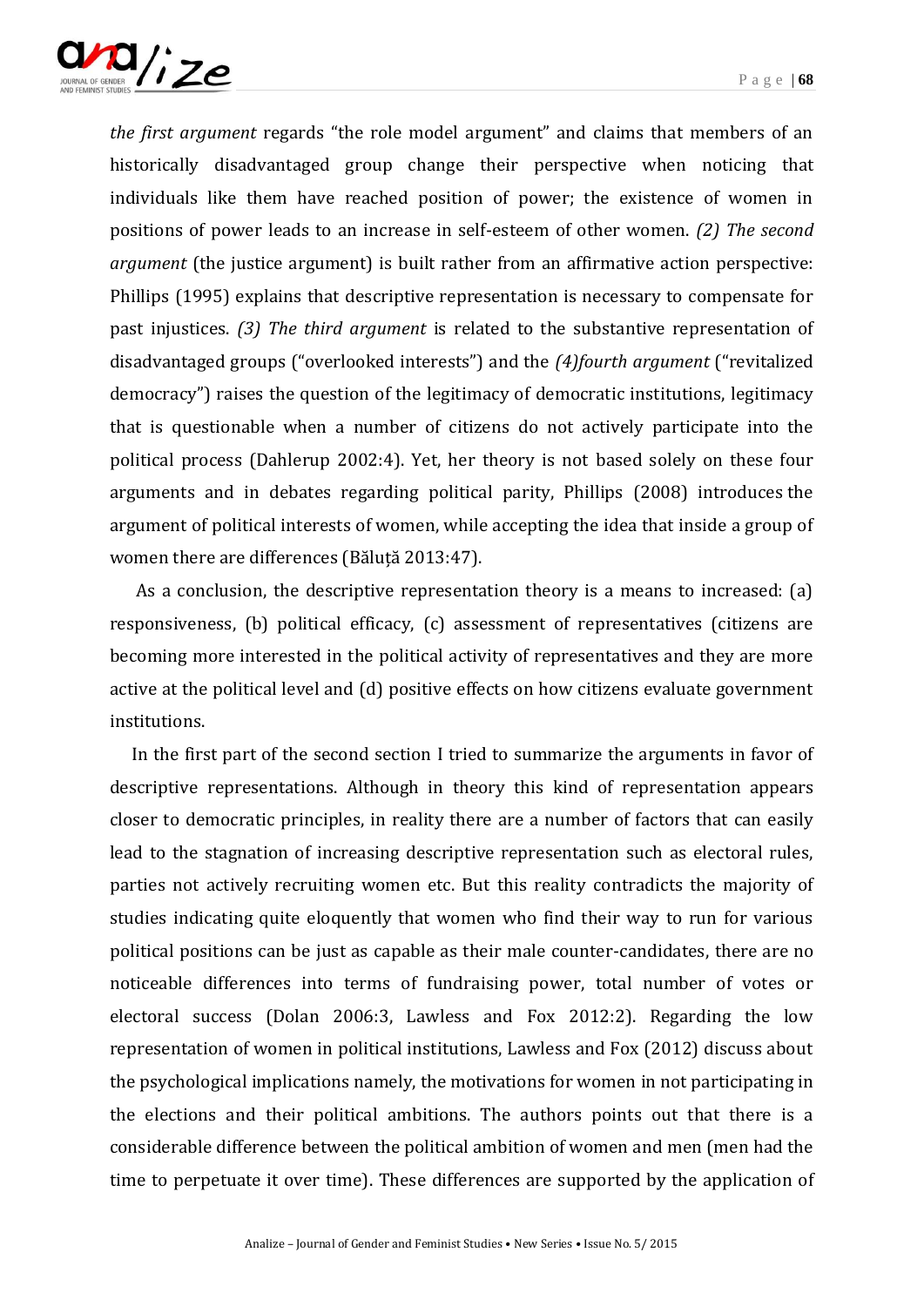*the first argument* regards "the role model argument" and claims that members of an historically disadvantaged group change their perspective when noticing that individuals like them have reached position of power; the existence of women in positions of power leads to an increase in self-esteem of other women. *(2) The second argument* (the justice argument) is built rather from an affirmative action perspective: Phillips (1995) explains that descriptive representation is necessary to compensate for past injustices. *(3) The third argument* is related to the substantive representation of disadvantaged groups ("overlooked interests") and the *(4)fourth argument* ("revitalized democracy") raises the question of the legitimacy of democratic institutions, legitimacy that is questionable when a number of citizens do not actively participate into the political process (Dahlerup 2002:4). Yet, her theory is not based solely on these four arguments and in debates regarding political parity, Phillips (2008) introduces the argument of political interests of women, while accepting the idea that inside a group of women there are differences (Băluță 2013:47).

As a conclusion, the descriptive representation theory is a means to increased: (a) responsiveness, (b) political efficacy, (c) assessment of representatives (citizens are becoming more interested in the political activity of representatives and they are more active at the political level and (d) positive effects on how citizens evaluate government institutions.

In the first part of the second section I tried to summarize the arguments in favor of descriptive representations. Although in theory this kind of representation appears closer to democratic principles, in reality there are a number of factors that can easily lead to the stagnation of increasing descriptive representation such as electoral rules, parties not actively recruiting women etc. But this reality contradicts the majority of studies indicating quite eloquently that women who find their way to run for various political positions can be just as capable as their male counter-candidates, there are no noticeable differences into terms of fundraising power, total number of votes or electoral success (Dolan 2006:3, Lawless and Fox 2012:2). Regarding the low representation of women in political institutions, Lawless and Fox (2012) discuss about the psychological implications namely, the motivations for women in not participating in the elections and their political ambitions. The authors points out that there is a considerable difference between the political ambition of women and men (men had the time to perpetuate it over time). These differences are supported by the application of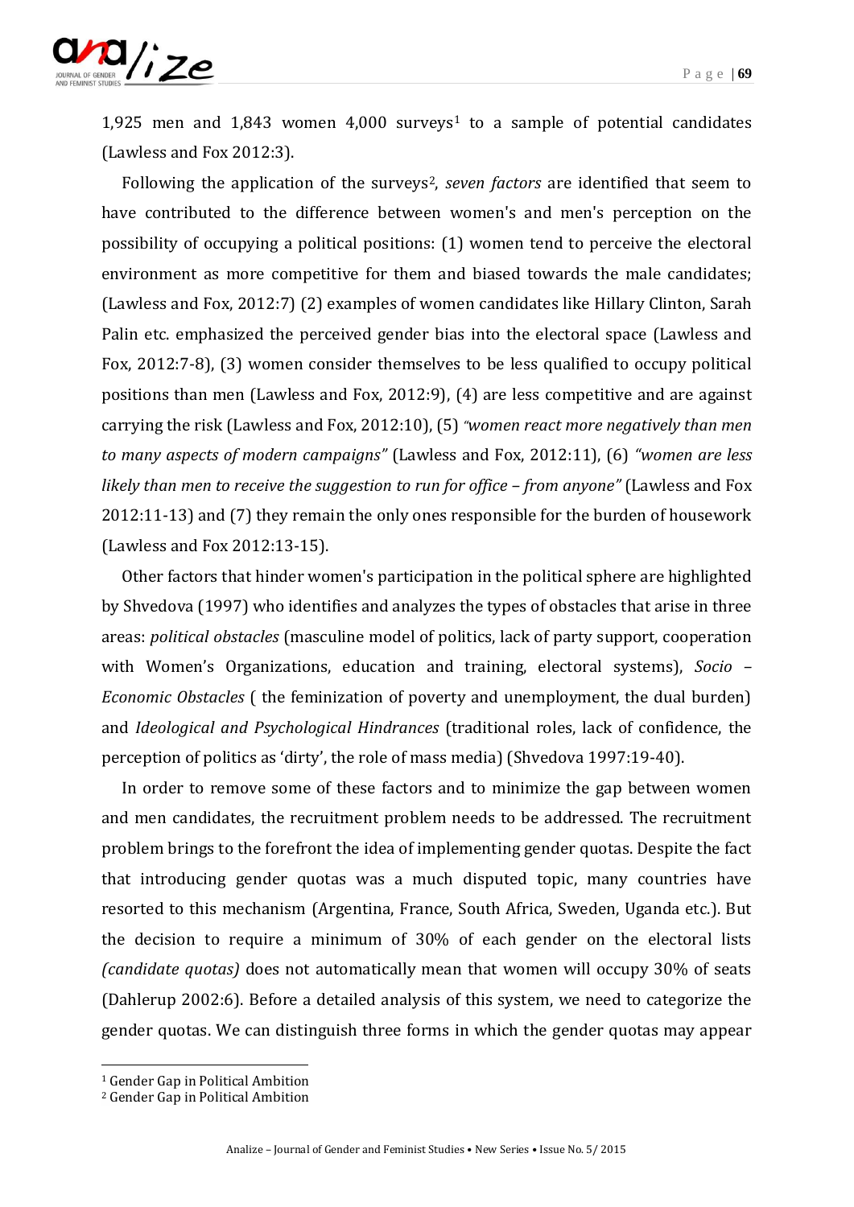1,925 men and 1,843 women 4,000 surveys[1] to a sample of potential candidates (Lawless and Fox 2012:3).

Following the application of the surveys[2], *seven factors* are identified that seem to have contributed to the difference between women's and men's perception on the possibility of occupying a political positions: (1) women tend to perceive the electoral environment as more competitive for them and biased towards the male candidates; (Lawless and Fox, 2012:7) (2) examples of women candidates like Hillary Clinton, Sarah Palin etc. emphasized the perceived gender bias into the electoral space (Lawless and Fox, 2012:7-8), (3) women consider themselves to be less qualified to occupy political positions than men (Lawless and Fox, 2012:9), (4) are less competitive and are against carrying the risk (Lawless and Fox, 2012:10), (5) *"women react more negatively than men to many aspects of modern campaigns"* (Lawless and Fox, 2012:11), (6) *"women are less likely than men to receive the suggestion to run for office – from anyone"* (Lawless and Fox 2012:11-13) and (7) they remain the only ones responsible for the burden of housework (Lawless and Fox 2012:13-15).

Other factors that hinder women's participation in the political sphere are highlighted by Shvedova (1997) who identifies and analyzes the types of obstacles that arise in three areas: *political obstacles* (masculine model of politics, lack of party support, cooperation with Women's Organizations, education and training, electoral systems), *Socio – Economic Obstacles* ( the feminization of poverty and unemployment, the dual burden) and *Ideological and Psychological Hindrances* (traditional roles, lack of confidence, the perception of politics as 'dirty', the role of mass media) (Shvedova 1997:19-40).

In order to remove some of these factors and to minimize the gap between women and men candidates, the recruitment problem needs to be addressed. The recruitment problem brings to the forefront the idea of implementing gender quotas. Despite the fact that introducing gender quotas was a much disputed topic, many countries have resorted to this mechanism (Argentina, France, South Africa, Sweden, Uganda etc.). But the decision to require a minimum of 30% of each gender on the electoral lists *(candidate quotas)* does not automatically mean that women will occupy 30% of seats (Dahlerup 2002:6). Before a detailed analysis of this system, we need to categorize the gender quotas. We can distinguish three forms in which the gender quotas may appear

[1] Gender Gap in Political Ambition

[2] Gender Gap in Political Ambition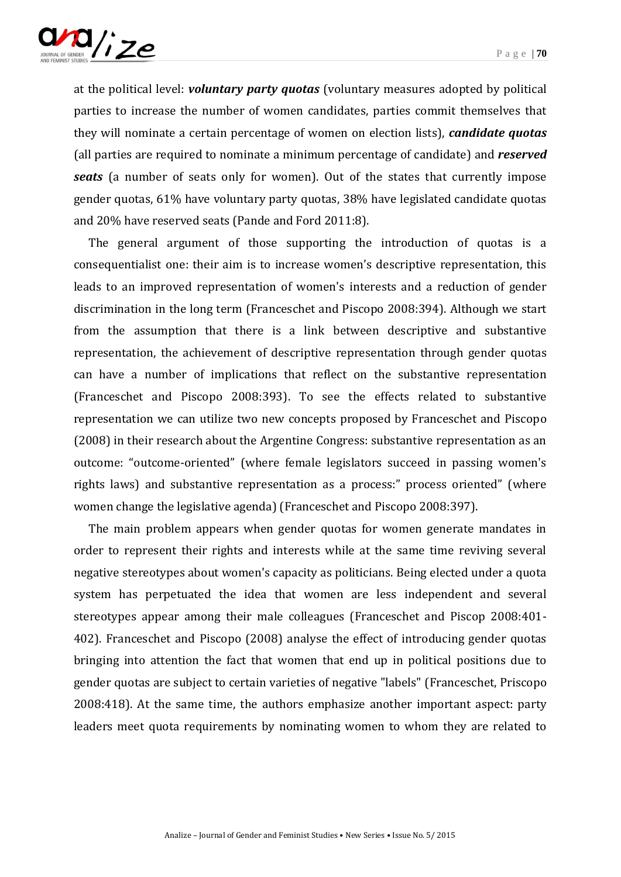at the political level: ***voluntary party quotas*** (voluntary measures adopted by political parties to increase the number of women candidates, parties commit themselves that they will nominate a certain percentage of women on election lists), ***candidate quotas*** (all parties are required to nominate a minimum percentage of candidate) and ***reserved seats*** (a number of seats only for women). Out of the states that currently impose gender quotas, 61% have voluntary party quotas, 38% have legislated candidate quotas and 20% have reserved seats (Pande and Ford 2011:8).

The general argument of those supporting the introduction of quotas is a consequentialist one: their aim is to increase women's descriptive representation, this leads to an improved representation of women's interests and a reduction of gender discrimination in the long term (Franceschet and Piscopo 2008:394). Although we start from the assumption that there is a link between descriptive and substantive representation, the achievement of descriptive representation through gender quotas can have a number of implications that reflect on the substantive representation (Franceschet and Piscopo 2008:393). To see the effects related to substantive representation we can utilize two new concepts proposed by Franceschet and Piscopo (2008) in their research about the Argentine Congress: substantive representation as an outcome: "outcome-oriented" (where female legislators succeed in passing women's rights laws) and substantive representation as a process:" process oriented" (where women change the legislative agenda) (Franceschet and Piscopo 2008:397).

The main problem appears when gender quotas for women generate mandates in order to represent their rights and interests while at the same time reviving several negative stereotypes about women's capacity as politicians. Being elected under a quota system has perpetuated the idea that women are less independent and several stereotypes appear among their male colleagues (Franceschet and Piscop 2008:401-402). Franceschet and Piscopo (2008) analyse the effect of introducing gender quotas bringing into attention the fact that women that end up in political positions due to gender quotas are subject to certain varieties of negative "labels" (Franceschet, Priscopo 2008:418). At the same time, the authors emphasize another important aspect: party leaders meet quota requirements by nominating women to whom they are related to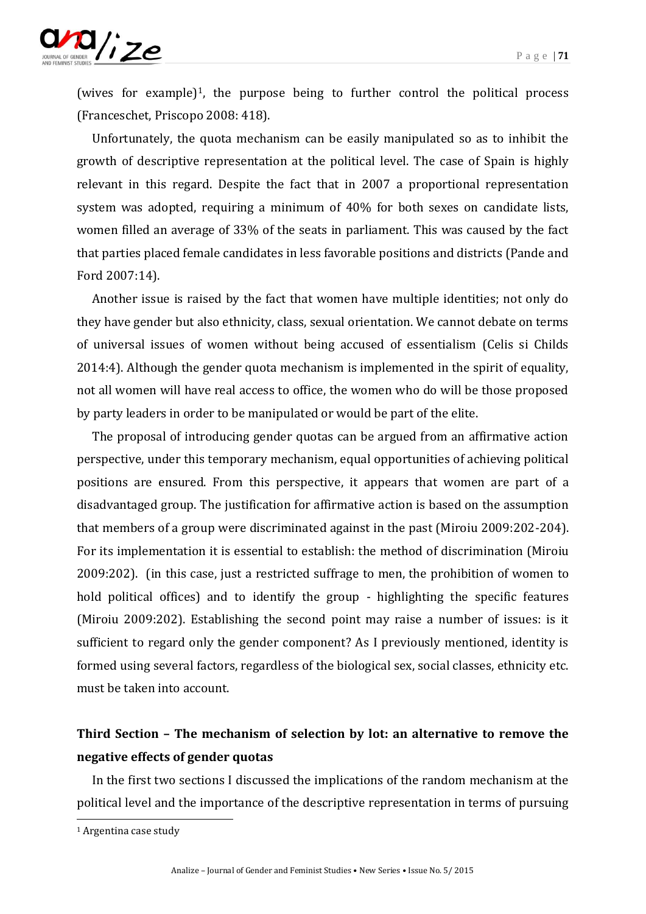(wives for example)[1], the purpose being to further control the political process (Franceschet, Priscopo 2008: 418).

Unfortunately, the quota mechanism can be easily manipulated so as to inhibit the growth of descriptive representation at the political level. The case of Spain is highly relevant in this regard. Despite the fact that in 2007 a proportional representation system was adopted, requiring a minimum of 40% for both sexes on candidate lists, women filled an average of 33% of the seats in parliament. This was caused by the fact that parties placed female candidates in less favorable positions and districts (Pande and Ford 2007:14).

Another issue is raised by the fact that women have multiple identities; not only do they have gender but also ethnicity, class, sexual orientation. We cannot debate on terms of universal issues of women without being accused of essentialism (Celis si Childs 2014:4). Although the gender quota mechanism is implemented in the spirit of equality, not all women will have real access to office, the women who do will be those proposed by party leaders in order to be manipulated or would be part of the elite.

The proposal of introducing gender quotas can be argued from an affirmative action perspective, under this temporary mechanism, equal opportunities of achieving political positions are ensured. From this perspective, it appears that women are part of a disadvantaged group. The justification for affirmative action is based on the assumption that members of a group were discriminated against in the past (Miroiu 2009:202-204). For its implementation it is essential to establish: the method of discrimination (Miroiu 2009:202). (in this case, just a restricted suffrage to men, the prohibition of women to hold political offices) and to identify the group - highlighting the specific features (Miroiu 2009:202). Establishing the second point may raise a number of issues: is it sufficient to regard only the gender component? As I previously mentioned, identity is formed using several factors, regardless of the biological sex, social classes, ethnicity etc. must be taken into account.

## Third Section – The mechanism of selection by lot: an alternative to remove the negative effects of gender quotas

In the first two sections I discussed the implications of the random mechanism at the political level and the importance of the descriptive representation in terms of pursuing

---

[1] Argentina case study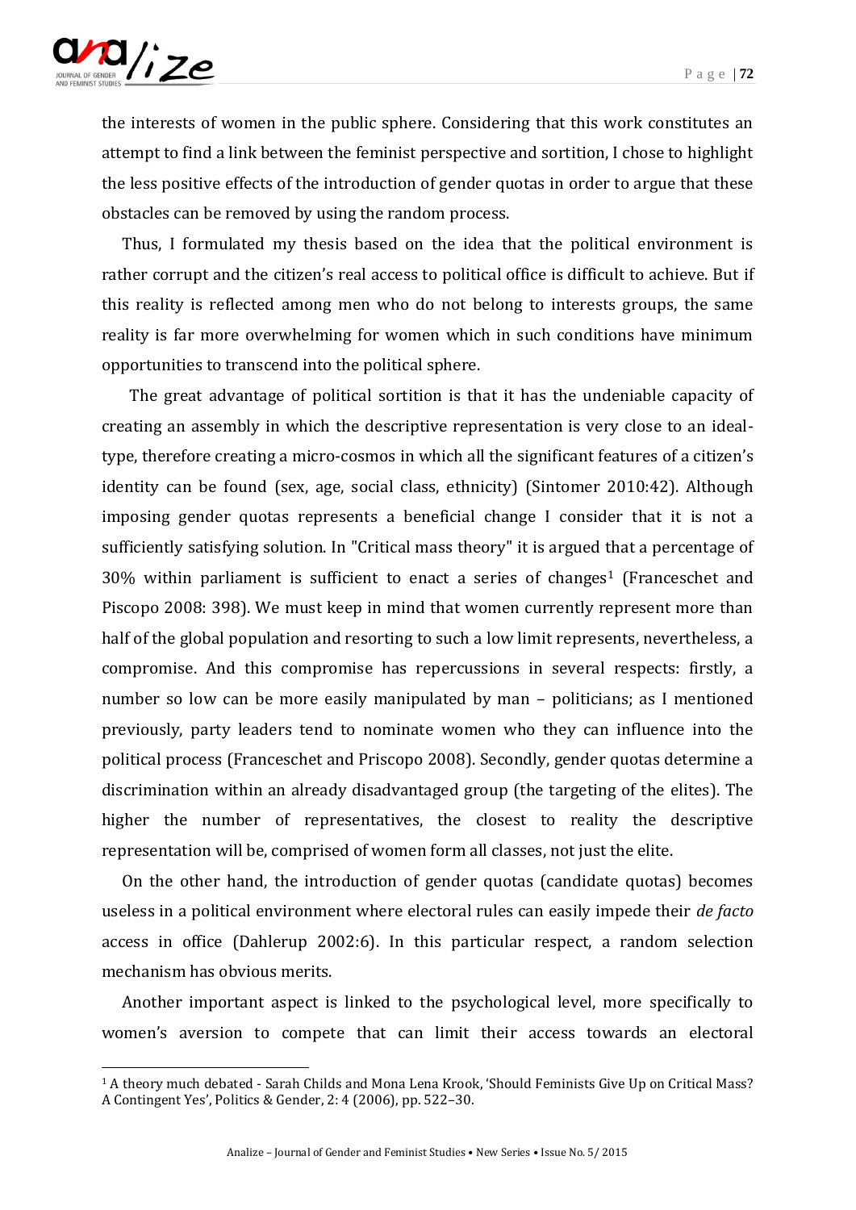the interests of women in the public sphere. Considering that this work constitutes an attempt to find a link between the feminist perspective and sortition, I chose to highlight the less positive effects of the introduction of gender quotas in order to argue that these obstacles can be removed by using the random process.

Thus, I formulated my thesis based on the idea that the political environment is rather corrupt and the citizen's real access to political office is difficult to achieve. But if this reality is reflected among men who do not belong to interests groups, the same reality is far more overwhelming for women which in such conditions have minimum opportunities to transcend into the political sphere.

The great advantage of political sortition is that it has the undeniable capacity of creating an assembly in which the descriptive representation is very close to an ideal-type, therefore creating a micro-cosmos in which all the significant features of a citizen's identity can be found (sex, age, social class, ethnicity) (Sintomer 2010:42). Although imposing gender quotas represents a beneficial change I consider that it is not a sufficiently satisfying solution. In "Critical mass theory" it is argued that a percentage of 30% within parliament is sufficient to enact a series of changes[1] (Franceschet and Piscopo 2008: 398). We must keep in mind that women currently represent more than half of the global population and resorting to such a low limit represents, nevertheless, a compromise. And this compromise has repercussions in several respects: firstly, a number so low can be more easily manipulated by man – politicians; as I mentioned previously, party leaders tend to nominate women who they can influence into the political process (Franceschet and Priscopo 2008). Secondly, gender quotas determine a discrimination within an already disadvantaged group (the targeting of the elites). The higher the number of representatives, the closest to reality the descriptive representation will be, comprised of women form all classes, not just the elite.

On the other hand, the introduction of gender quotas (candidate quotas) becomes useless in a political environment where electoral rules can easily impede their *de facto* access in office (Dahlerup 2002:6). In this particular respect, a random selection mechanism has obvious merits.

Another important aspect is linked to the psychological level, more specifically to women's aversion to compete that can limit their access towards an electoral

[1] A theory much debated - Sarah Childs and Mona Lena Krook, 'Should Feminists Give Up on Critical Mass? A Contingent Yes', Politics & Gender, 2: 4 (2006), pp. 522–30.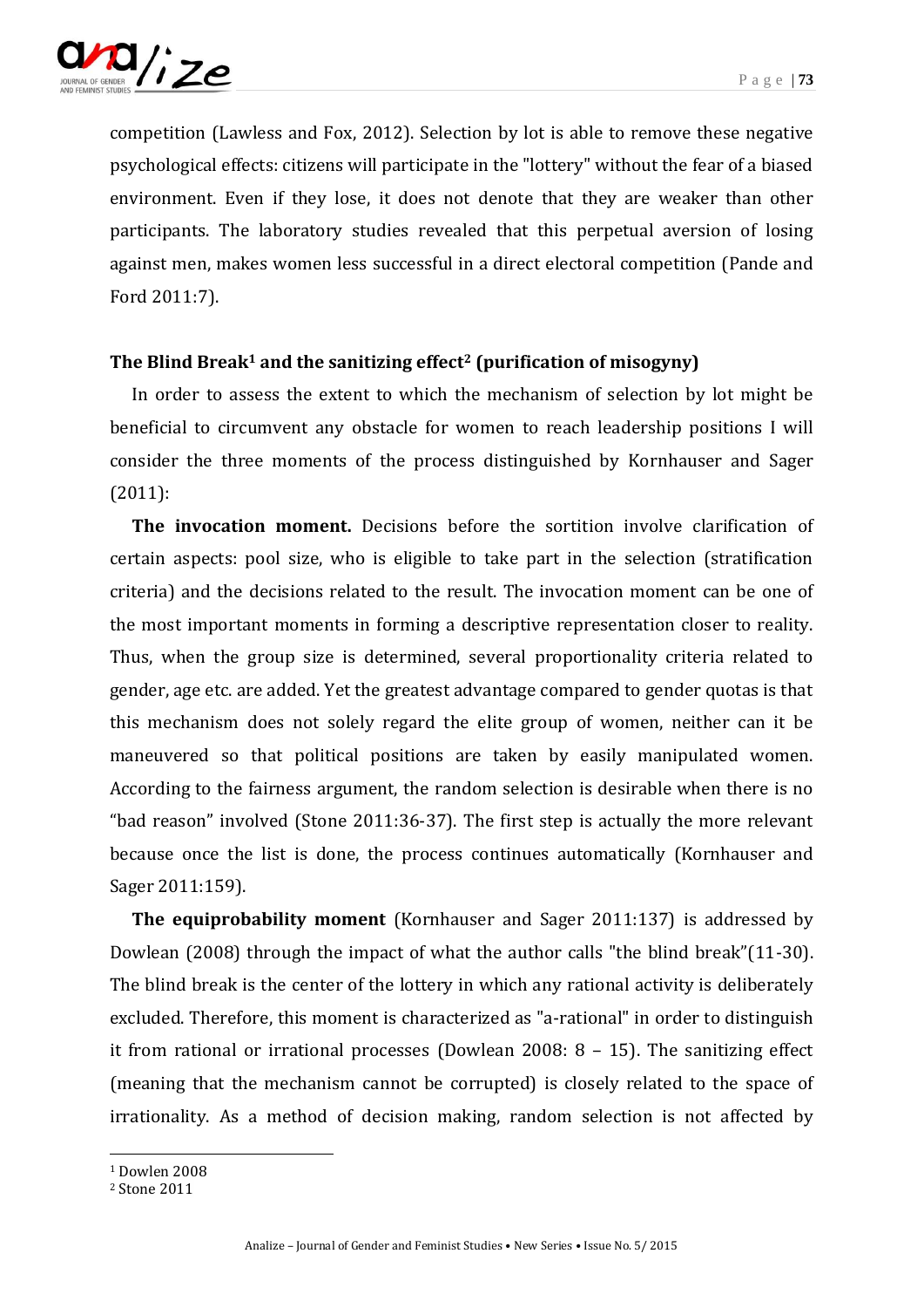competition (Lawless and Fox, 2012). Selection by lot is able to remove these negative psychological effects: citizens will participate in the "lottery" without the fear of a biased environment. Even if they lose, it does not denote that they are weaker than other participants. The laboratory studies revealed that this perpetual aversion of losing against men, makes women less successful in a direct electoral competition (Pande and Ford 2011:7).

### The Blind Break[1] and the sanitizing effect[2] (purification of misogyny)

In order to assess the extent to which the mechanism of selection by lot might be beneficial to circumvent any obstacle for women to reach leadership positions I will consider the three moments of the process distinguished by Kornhauser and Sager (2011):

**The invocation moment.** Decisions before the sortition involve clarification of certain aspects: pool size, who is eligible to take part in the selection (stratification criteria) and the decisions related to the result. The invocation moment can be one of the most important moments in forming a descriptive representation closer to reality. Thus, when the group size is determined, several proportionality criteria related to gender, age etc. are added. Yet the greatest advantage compared to gender quotas is that this mechanism does not solely regard the elite group of women, neither can it be maneuvered so that political positions are taken by easily manipulated women. According to the fairness argument, the random selection is desirable when there is no "bad reason" involved (Stone 2011:36-37). The first step is actually the more relevant because once the list is done, the process continues automatically (Kornhauser and Sager 2011:159).

**The equiprobability moment** (Kornhauser and Sager 2011:137) is addressed by Dowlean (2008) through the impact of what the author calls "the blind break"(11-30). The blind break is the center of the lottery in which any rational activity is deliberately excluded. Therefore, this moment is characterized as "a-rational" in order to distinguish it from rational or irrational processes (Dowlean 2008: 8 – 15). The sanitizing effect (meaning that the mechanism cannot be corrupted) is closely related to the space of irrationality. As a method of decision making, random selection is not affected by

---

[1] Dowlen 2008

[2] Stone 2011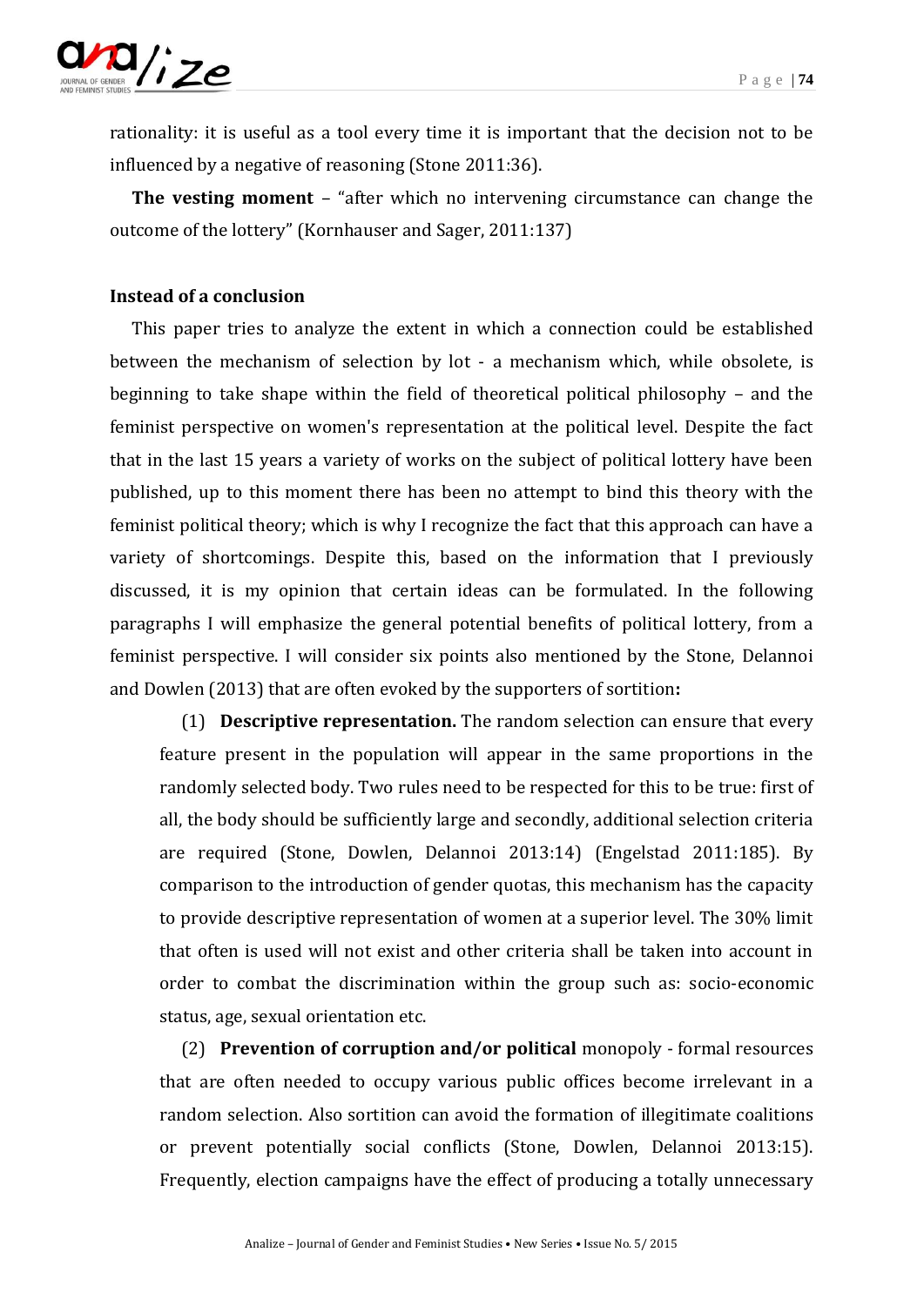rationality: it is useful as a tool every time it is important that the decision not to be influenced by a negative of reasoning (Stone 2011:36).

**The vesting moment** – "after which no intervening circumstance can change the outcome of the lottery" (Kornhauser and Sager, 2011:137)

**Instead of a conclusion**

This paper tries to analyze the extent in which a connection could be established between the mechanism of selection by lot - a mechanism which, while obsolete, is beginning to take shape within the field of theoretical political philosophy – and the feminist perspective on women's representation at the political level. Despite the fact that in the last 15 years a variety of works on the subject of political lottery have been published, up to this moment there has been no attempt to bind this theory with the feminist political theory; which is why I recognize the fact that this approach can have a variety of shortcomings. Despite this, based on the information that I previously discussed, it is my opinion that certain ideas can be formulated. In the following paragraphs I will emphasize the general potential benefits of political lottery, from a feminist perspective. I will consider six points also mentioned by the Stone, Delannoi and Dowlen (2013) that are often evoked by the supporters of sortition**:**

(1) **Descriptive representation.** The random selection can ensure that every feature present in the population will appear in the same proportions in the randomly selected body. Two rules need to be respected for this to be true: first of all, the body should be sufficiently large and secondly, additional selection criteria are required (Stone, Dowlen, Delannoi 2013:14) (Engelstad 2011:185). By comparison to the introduction of gender quotas, this mechanism has the capacity to provide descriptive representation of women at a superior level. The 30% limit that often is used will not exist and other criteria shall be taken into account in order to combat the discrimination within the group such as: socio-economic status, age, sexual orientation etc.

(2) **Prevention of corruption and/or political** monopoly - formal resources that are often needed to occupy various public offices become irrelevant in a random selection. Also sortition can avoid the formation of illegitimate coalitions or prevent potentially social conflicts (Stone, Dowlen, Delannoi 2013:15). Frequently, election campaigns have the effect of producing a totally unnecessary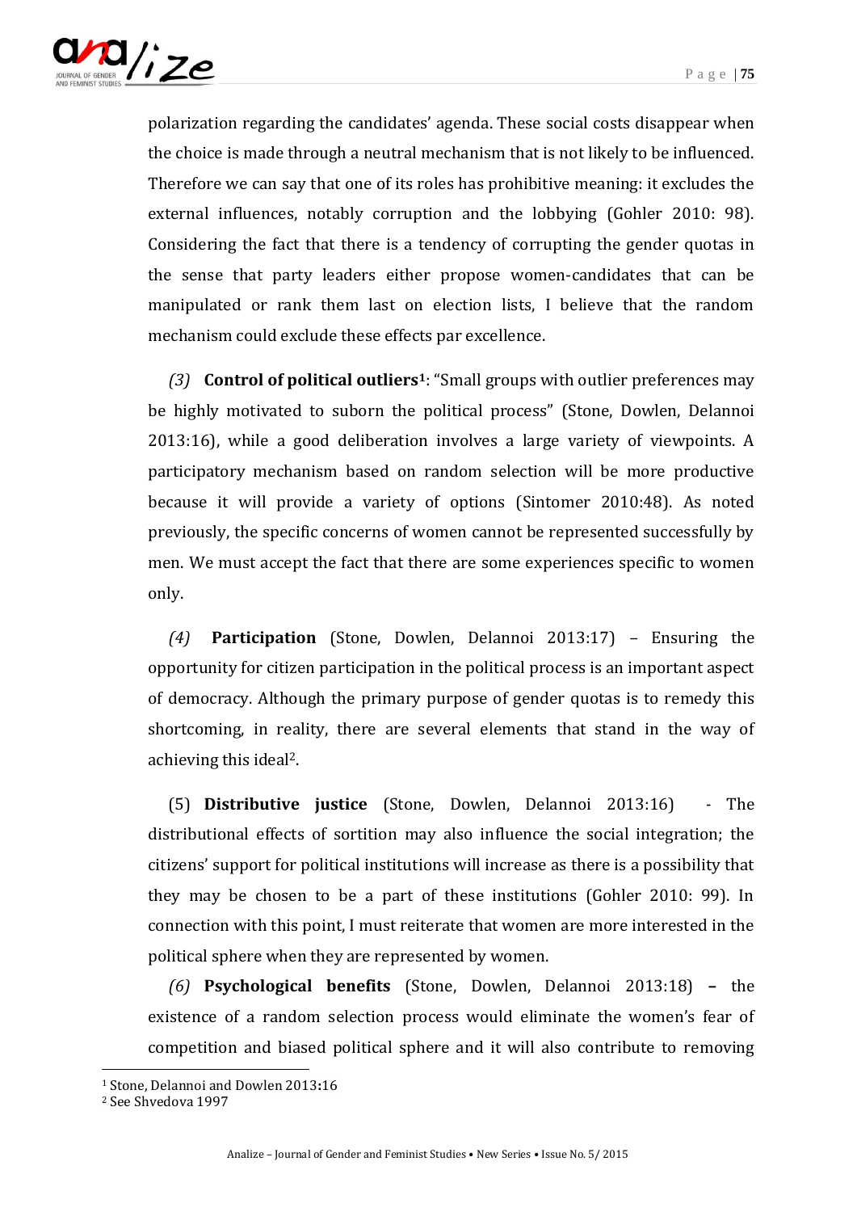polarization regarding the candidates' agenda. These social costs disappear when the choice is made through a neutral mechanism that is not likely to be influenced. Therefore we can say that one of its roles has prohibitive meaning: it excludes the external influences, notably corruption and the lobbying (Gohler 2010: 98). Considering the fact that there is a tendency of corrupting the gender quotas in the sense that party leaders either propose women-candidates that can be manipulated or rank them last on election lists, I believe that the random mechanism could exclude these effects par excellence.

*(3)* **Control of political outliers**[1]: "Small groups with outlier preferences may be highly motivated to suborn the political process" (Stone, Dowlen, Delannoi 2013:16), while a good deliberation involves a large variety of viewpoints. A participatory mechanism based on random selection will be more productive because it will provide a variety of options (Sintomer 2010:48). As noted previously, the specific concerns of women cannot be represented successfully by men. We must accept the fact that there are some experiences specific to women only.

*(4)* **Participation** (Stone, Dowlen, Delannoi 2013:17) – Ensuring the opportunity for citizen participation in the political process is an important aspect of democracy. Although the primary purpose of gender quotas is to remedy this shortcoming, in reality, there are several elements that stand in the way of achieving this ideal[2].

(5) **Distributive justice** (Stone, Dowlen, Delannoi 2013:16) - The distributional effects of sortition may also influence the social integration; the citizens' support for political institutions will increase as there is a possibility that they may be chosen to be a part of these institutions (Gohler 2010: 99). In connection with this point, I must reiterate that women are more interested in the political sphere when they are represented by women.

*(6)* **Psychological benefits** (Stone, Dowlen, Delannoi 2013:18) **–** the existence of a random selection process would eliminate the women's fear of competition and biased political sphere and it will also contribute to removing

---

[1] Stone, Delannoi and Dowlen 2013:16

[2] See Shvedova 1997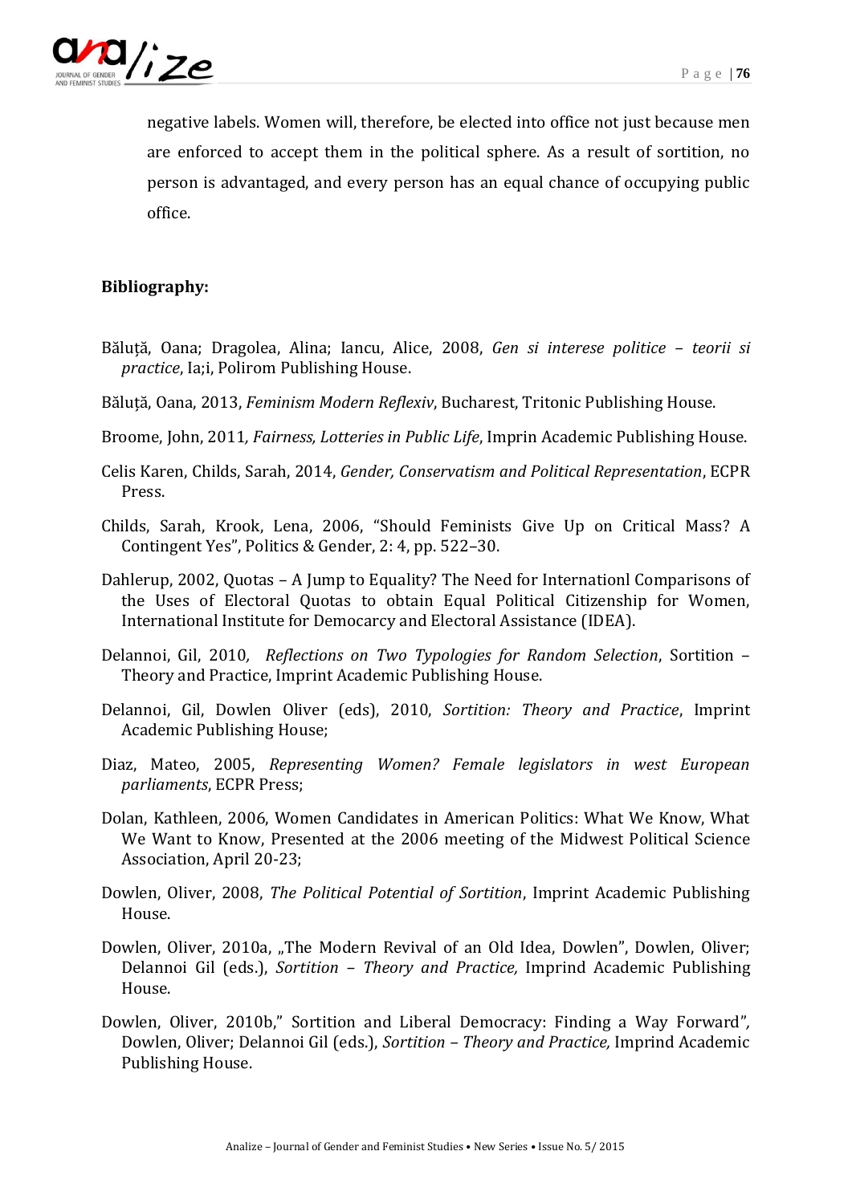negative labels. Women will, therefore, be elected into office not just because men are enforced to accept them in the political sphere. As a result of sortition, no person is advantaged, and every person has an equal chance of occupying public office.

**Bibliography:**

Băluță, Oana; Dragolea, Alina; Iancu, Alice, 2008, *Gen si interese politice – teorii si practice*, Ia;i, Polirom Publishing House.

Băluță, Oana, 2013, *Feminism Modern Reflexiv*, Bucharest, Tritonic Publishing House.

Broome, John, 2011*, Fairness, Lotteries in Public Life*, Imprin Academic Publishing House.

Celis Karen, Childs, Sarah, 2014, *Gender, Conservatism and Political Representation*, ECPR Press.

Childs, Sarah, Krook, Lena, 2006, "Should Feminists Give Up on Critical Mass? A Contingent Yes", Politics & Gender, 2: 4, pp. 522–30.

Dahlerup, 2002, Quotas – A Jump to Equality? The Need for Internationl Comparisons of the Uses of Electoral Quotas to obtain Equal Political Citizenship for Women, International Institute for Democracy and Electoral Assistance (IDEA).

Delannoi, Gil, 2010*, Reflections on Two Typologies for Random Selection*, Sortition – Theory and Practice, Imprint Academic Publishing House.

Delannoi, Gil, Dowlen Oliver (eds), 2010, *Sortition: Theory and Practice*, Imprint Academic Publishing House;

Diaz, Mateo, 2005, *Representing Women? Female legislators in west European parliaments*, ECPR Press;

Dolan, Kathleen, 2006, Women Candidates in American Politics: What We Know, What We Want to Know, Presented at the 2006 meeting of the Midwest Political Science Association, April 20-23;

Dowlen, Oliver, 2008, *The Political Potential of Sortition*, Imprint Academic Publishing House.

Dowlen, Oliver, 2010a, „The Modern Revival of an Old Idea, Dowlen", Dowlen, Oliver; Delannoi Gil (eds.), *Sortition – Theory and Practice,* Imprind Academic Publishing House.

Dowlen, Oliver, 2010b," Sortition and Liberal Democracy: Finding a Way Forward"*,* Dowlen, Oliver; Delannoi Gil (eds.), *Sortition – Theory and Practice,* Imprind Academic Publishing House.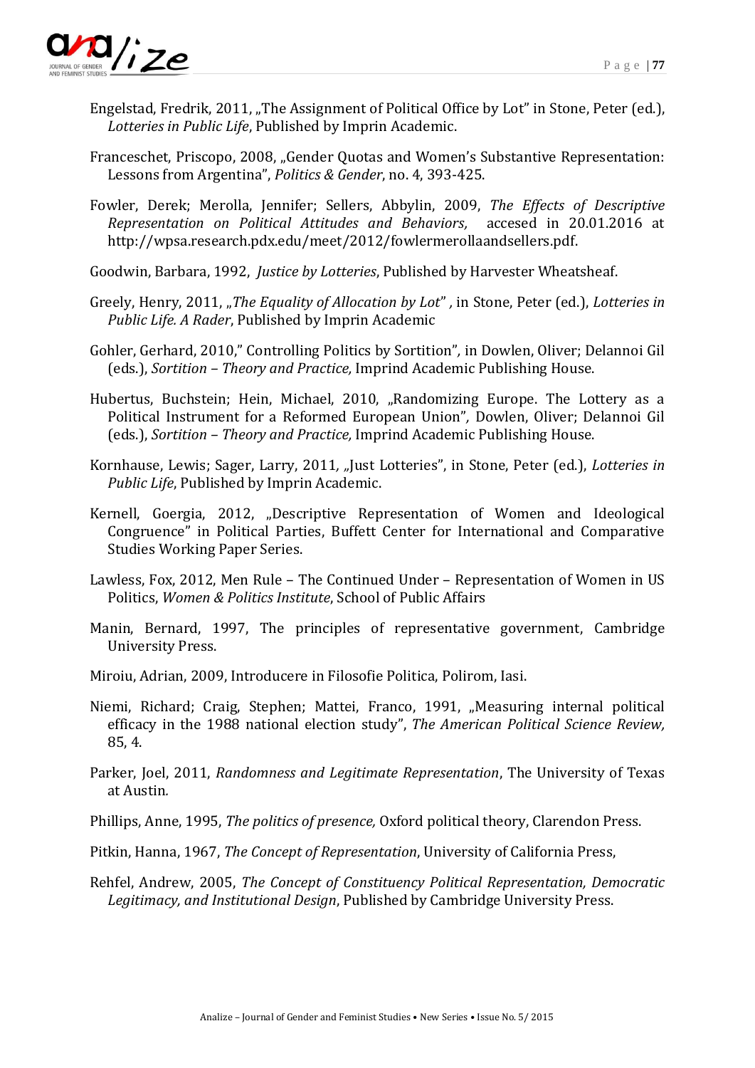Engelstad, Fredrik, 2011, „The Assignment of Political Office by Lot" in Stone, Peter (ed.), *Lotteries in Public Life*, Published by Imprin Academic.

Franceschet, Priscopo, 2008, „Gender Quotas and Women's Substantive Representation: Lessons from Argentina", *Politics & Gender*, no. 4, 393-425.

Fowler, Derek; Merolla, Jennifer; Sellers, Abbylin, 2009, *The Effects of Descriptive Representation on Political Attitudes and Behaviors,* accesed in 20.01.2016 at http://wpsa.research.pdx.edu/meet/2012/fowlermerollaandsellers.pdf.

Goodwin, Barbara, 1992, *Justice by Lotteries*, Published by Harvester Wheatsheaf.

Greely, Henry, 2011, „*The Equality of Allocation by Lot*" *,* in Stone, Peter (ed.), *Lotteries in Public Life. A Rader*, Published by Imprin Academic

Gohler, Gerhard, 2010," Controlling Politics by Sortition"*,* in Dowlen, Oliver; Delannoi Gil (eds.), *Sortition – Theory and Practice,* Imprind Academic Publishing House.

Hubertus, Buchstein; Hein, Michael, 2010, „Randomizing Europe. The Lottery as a Political Instrument for a Reformed European Union"*,* Dowlen, Oliver; Delannoi Gil (eds.), *Sortition – Theory and Practice,* Imprind Academic Publishing House.

Kornhause, Lewis; Sager, Larry, 2011*,* „Just Lotteries", in Stone, Peter (ed.), *Lotteries in Public Life*, Published by Imprin Academic.

Kernell, Goergia, 2012, „Descriptive Representation of Women and Ideological Congruence" in Political Parties, Buffett Center for International and Comparative Studies Working Paper Series.

Lawless, Fox, 2012, Men Rule – The Continued Under – Representation of Women in US Politics, *Women & Politics Institute*, School of Public Affairs

Manin, Bernard, 1997, The principles of representative government, Cambridge University Press.

Miroiu, Adrian, 2009, Introducere in Filosofie Politica, Polirom, Iasi.

Niemi, Richard; Craig, Stephen; Mattei, Franco, 1991, „Measuring internal political efficacy in the 1988 national election study", *The American Political Science Review,* 85, 4.

Parker, Joel, 2011, *Randomness and Legitimate Representation*, The University of Texas at Austin*.*

Phillips, Anne, 1995, *The politics of presence,* Oxford political theory, Clarendon Press.

Pitkin, Hanna, 1967, *The Concept of Representation*, University of California Press,

Rehfel, Andrew, 2005, *The Concept of Constituency Political Representation, Democratic Legitimacy, and Institutional Design*, Published by Cambridge University Press.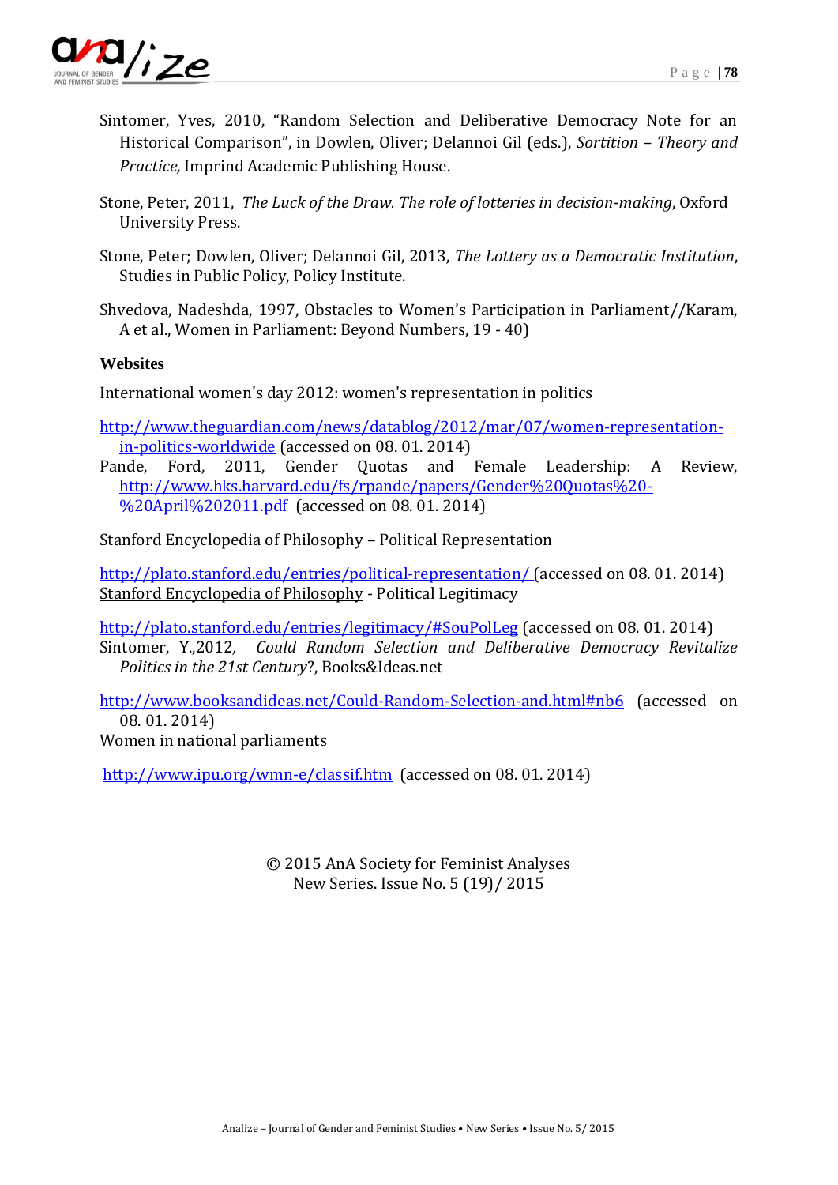Sintomer, Yves, 2010, "Random Selection and Deliberative Democracy Note for an Historical Comparison", in Dowlen, Oliver; Delannoi Gil (eds.), *Sortition – Theory and Practice,* Imprind Academic Publishing House.

Stone, Peter, 2011, *The Luck of the Draw. The role of lotteries in decision-making*, Oxford University Press.

Stone, Peter; Dowlen, Oliver; Delannoi Gil, 2013, *The Lottery as a Democratic Institution*, Studies in Public Policy, Policy Institute.

Shvedova, Nadeshda, 1997, Obstacles to Women's Participation in Parliament//Karam, A et al., Women in Parliament: Beyond Numbers, 19 - 40)

**Websites**

International women's day 2012: women's representation in politics

http://www.theguardian.com/news/datablog/2012/mar/07/women-representation-in-politics-worldwide (accessed on 08. 01. 2014)

Pande, Ford, 2011, Gender Quotas and Female Leadership: A Review, http://www.hks.harvard.edu/fs/rpande/papers/Gender%20Quotas%20-%20April%202011.pdf (accessed on 08. 01. 2014)

Stanford Encyclopedia of Philosophy – Political Representation

http://plato.stanford.edu/entries/political-representation/ (accessed on 08. 01. 2014)

Stanford Encyclopedia of Philosophy - Political Legitimacy

http://plato.stanford.edu/entries/legitimacy/#SouPolLeg (accessed on 08. 01. 2014)

Sintomer, Y.,2012, *Could Random Selection and Deliberative Democracy Revitalize Politics in the 21st Century*?, Books&Ideas.net

http://www.booksandideas.net/Could-Random-Selection-and.html#nb6 (accessed on 08. 01. 2014)

Women in national parliaments

http://www.ipu.org/wmn-e/classif.htm (accessed on 08. 01. 2014)

© 2015 AnA Society for Feminist Analyses
New Series. Issue No. 5 (19)/ 2015